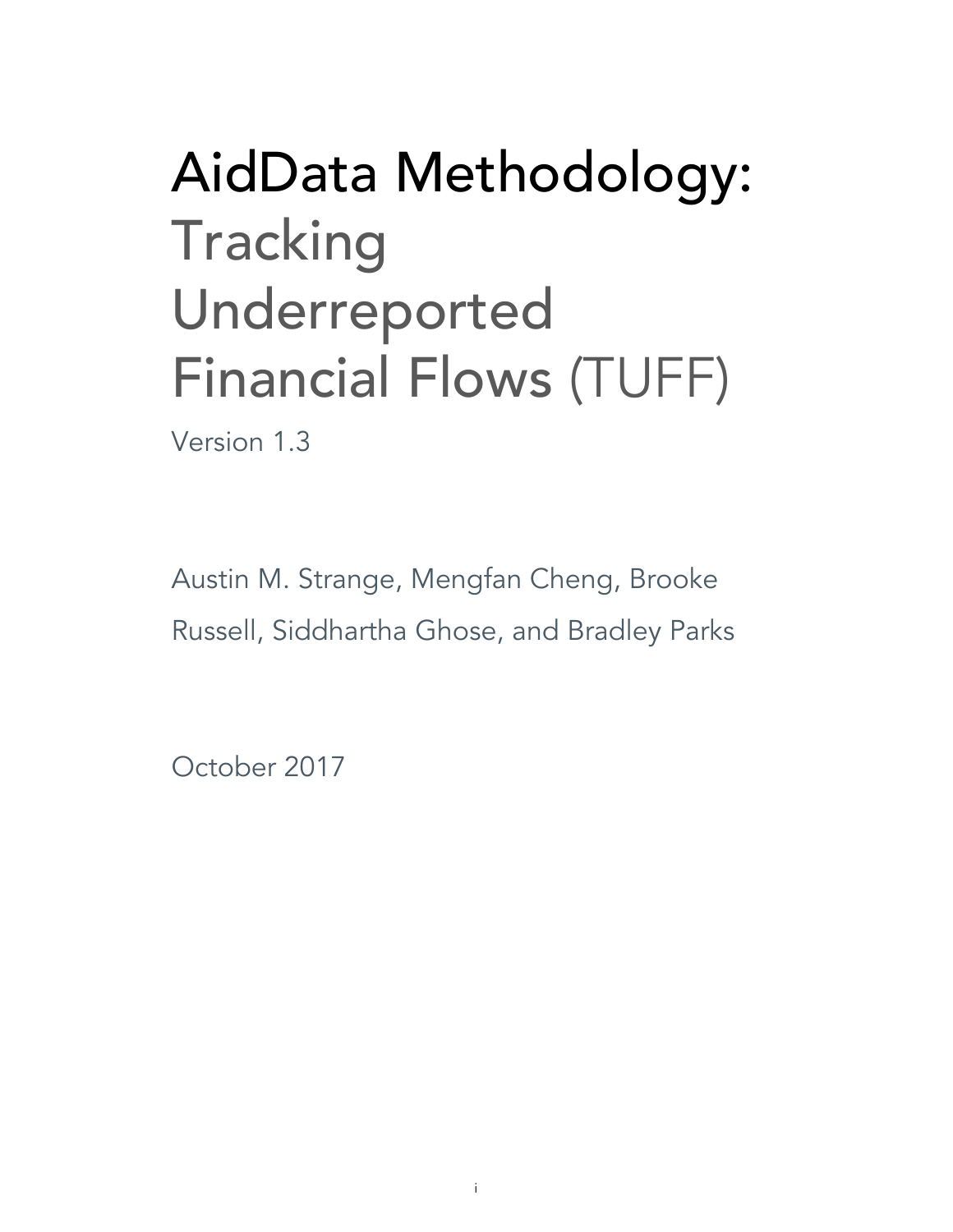# AidData Methodology: Tracking Underreported Financial Flows (TUFF)

Version 1.3

Austin M. Strange, Mengfan Cheng, Brooke Russell, Siddhartha Ghose, and Bradley Parks

October 2017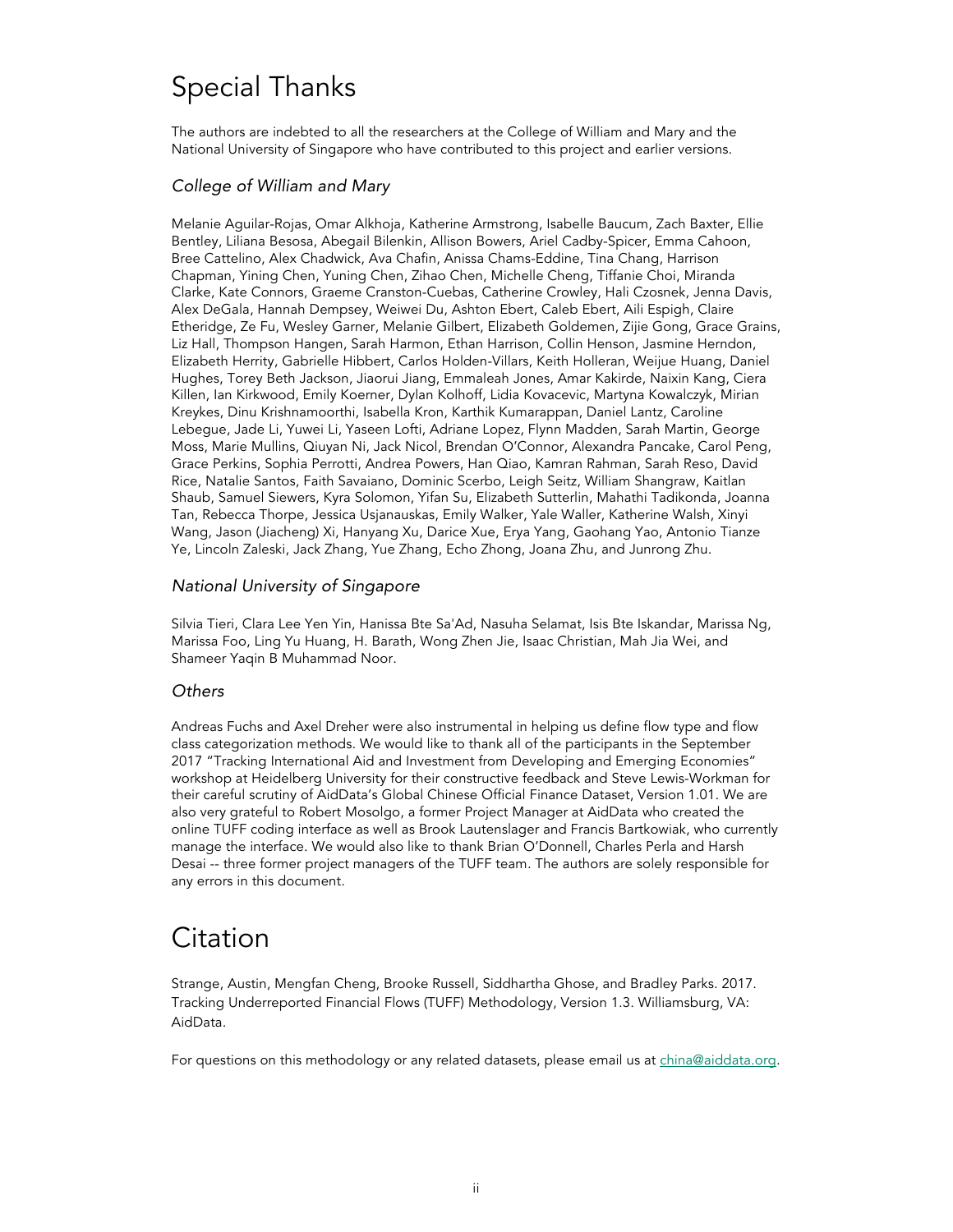# Special Thanks

The authors are indebted to all the researchers at the College of William and Mary and the National University of Singapore who have contributed to this project and earlier versions.

### *College of William and Mary*

Melanie Aguilar-Rojas, Omar Alkhoja, Katherine Armstrong, Isabelle Baucum, Zach Baxter, Ellie Bentley, Liliana Besosa, Abegail Bilenkin, Allison Bowers, Ariel Cadby-Spicer, Emma Cahoon, Bree Cattelino, Alex Chadwick, Ava Chafin, Anissa Chams-Eddine, Tina Chang, Harrison Chapman, Yining Chen, Yuning Chen, Zihao Chen, Michelle Cheng, Tiffanie Choi, Miranda Clarke, Kate Connors, Graeme Cranston-Cuebas, Catherine Crowley, Hali Czosnek, Jenna Davis, Alex DeGala, Hannah Dempsey, Weiwei Du, Ashton Ebert, Caleb Ebert, Aili Espigh, Claire Etheridge, Ze Fu, Wesley Garner, Melanie Gilbert, Elizabeth Goldemen, Zijie Gong, Grace Grains, Liz Hall, Thompson Hangen, Sarah Harmon, Ethan Harrison, Collin Henson, Jasmine Herndon, Elizabeth Herrity, Gabrielle Hibbert, Carlos Holden-Villars, Keith Holleran, Weijue Huang, Daniel Hughes, Torey Beth Jackson, Jiaorui Jiang, Emmaleah Jones, Amar Kakirde, Naixin Kang, Ciera Killen, Ian Kirkwood, Emily Koerner, Dylan Kolhoff, Lidia Kovacevic, Martyna Kowalczyk, Mirian Kreykes, Dinu Krishnamoorthi, Isabella Kron, Karthik Kumarappan, Daniel Lantz, Caroline Lebegue, Jade Li, Yuwei Li, Yaseen Lofti, Adriane Lopez, Flynn Madden, Sarah Martin, George Moss, Marie Mullins, Qiuyan Ni, Jack Nicol, Brendan O'Connor, Alexandra Pancake, Carol Peng, Grace Perkins, Sophia Perrotti, Andrea Powers, Han Qiao, Kamran Rahman, Sarah Reso, David Rice, Natalie Santos, Faith Savaiano, Dominic Scerbo, Leigh Seitz, William Shangraw, Kaitlan Shaub, Samuel Siewers, Kyra Solomon, Yifan Su, Elizabeth Sutterlin, Mahathi Tadikonda, Joanna Tan, Rebecca Thorpe, Jessica Usjanauskas, Emily Walker, Yale Waller, Katherine Walsh, Xinyi Wang, Jason (Jiacheng) Xi, Hanyang Xu, Darice Xue, Erya Yang, Gaohang Yao, Antonio Tianze Ye, Lincoln Zaleski, Jack Zhang, Yue Zhang, Echo Zhong, Joana Zhu, and Junrong Zhu.

### *National University of Singapore*

Silvia Tieri, Clara Lee Yen Yin, Hanissa Bte Sa'Ad, Nasuha Selamat, Isis Bte Iskandar, Marissa Ng, Marissa Foo, Ling Yu Huang, H. Barath, Wong Zhen Jie, Isaac Christian, Mah Jia Wei, and Shameer Yaqin B Muhammad Noor.

### *Others*

Andreas Fuchs and Axel Dreher were also instrumental in helping us define flow type and flow class categorization methods. We would like to thank all of the participants in the September 2017 "Tracking International Aid and Investment from Developing and Emerging Economies" workshop at Heidelberg University for their constructive feedback and Steve Lewis-Workman for their careful scrutiny of AidData's Global Chinese Official Finance Dataset, Version 1.01. We are also very grateful to Robert Mosolgo, a former Project Manager at AidData who created the online TUFF coding interface as well as Brook Lautenslager and Francis Bartkowiak, who currently manage the interface. We would also like to thank Brian O'Donnell, Charles Perla and Harsh Desai -- three former project managers of the TUFF team. The authors are solely responsible for any errors in this document.

# Citation

Strange, Austin, Mengfan Cheng, Brooke Russell, Siddhartha Ghose, and Bradley Parks. 2017. Tracking Underreported Financial Flows (TUFF) Methodology, Version 1.3. Williamsburg, VA: AidData.

For questions on this methodology or any related datasets, please email us at china@aiddata.org.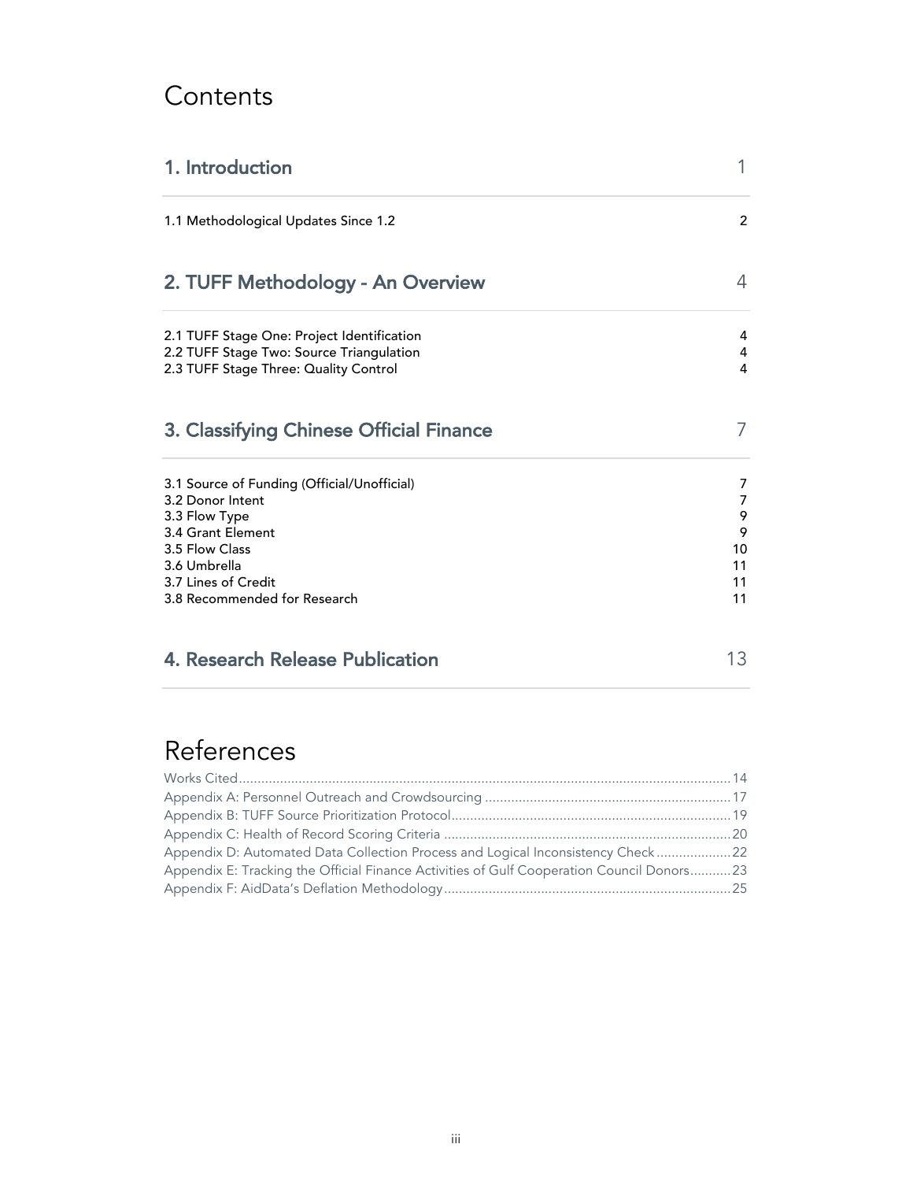# Contents

| | |
|---|---|
| **1. Introduction** | 1 |
| 1.1 Methodological Updates Since 1.2 | 2 |
| **2. TUFF Methodology - An Overview** | 4 |
| 2.1 TUFF Stage One: Project Identification | 4 |
| 2.2 TUFF Stage Two: Source Triangulation | 4 |
| 2.3 TUFF Stage Three: Quality Control | 4 |
| **3. Classifying Chinese Official Finance** | 7 |
| 3.1 Source of Funding (Official/Unofficial) | 7 |
| 3.2 Donor Intent | 7 |
| 3.3 Flow Type | 9 |
| 3.4 Grant Element | 9 |
| 3.5 Flow Class | 10 |
| 3.6 Umbrella | 11 |
| 3.7 Lines of Credit | 11 |
| 3.8 Recommended for Research | 11 |
| **4. Research Release Publication** | 13 |

# References

Works Cited .......... 14
Appendix A: Personnel Outreach and Crowdsourcing .......... 17
Appendix B: TUFF Source Prioritization Protocol .......... 19
Appendix C: Health of Record Scoring Criteria .......... 20
Appendix D: Automated Data Collection Process and Logical Inconsistency Check .......... 22
Appendix E: Tracking the Official Finance Activities of Gulf Cooperation Council Donors .......... 23
Appendix F: AidData's Deflation Methodology .......... 25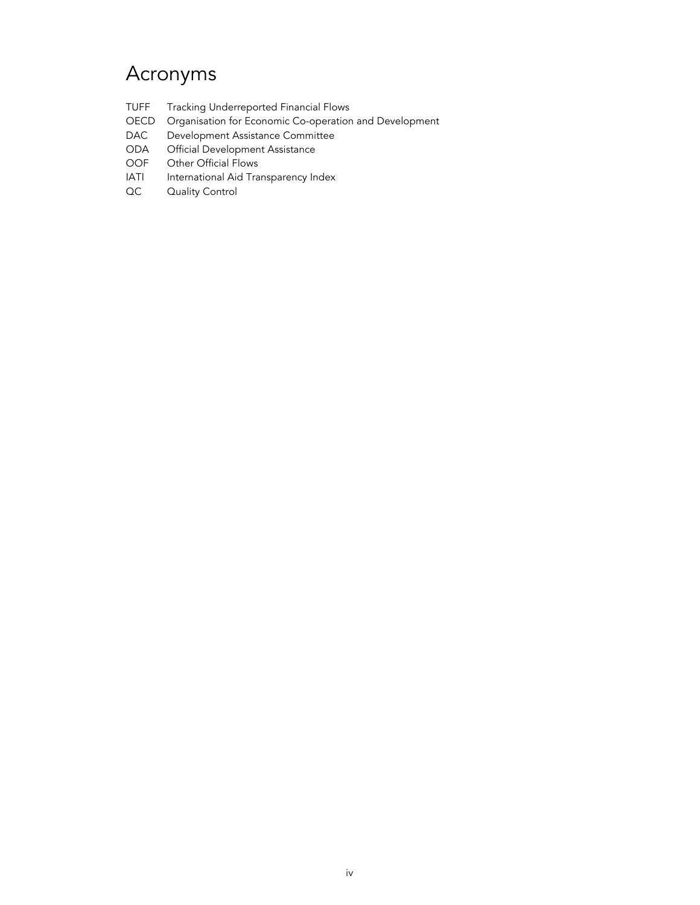# Acronyms

| | |
|---|---|
| TUFF | Tracking Underreported Financial Flows |
| OECD | Organisation for Economic Co-operation and Development |
| DAC | Development Assistance Committee |
| ODA | Official Development Assistance |
| OOF | Other Official Flows |
| IATI | International Aid Transparency Index |
| QC | Quality Control |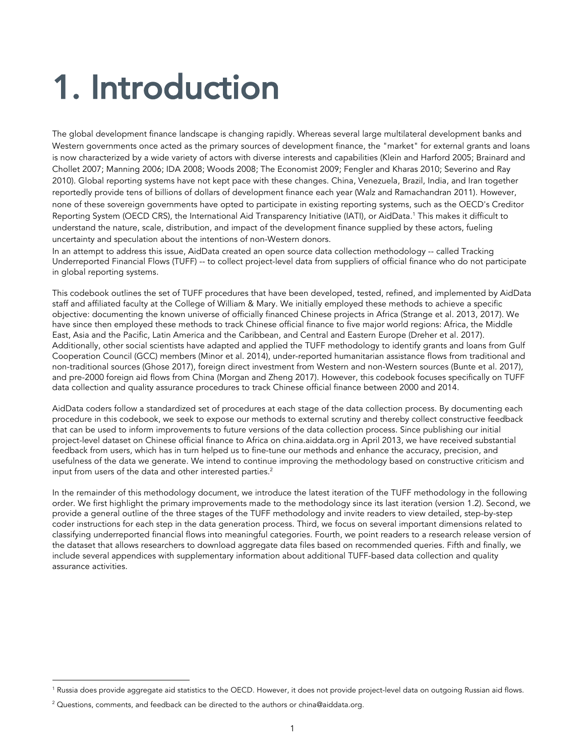# 1. Introduction

The global development finance landscape is changing rapidly. Whereas several large multilateral development banks and Western governments once acted as the primary sources of development finance, the "market" for external grants and loans is now characterized by a wide variety of actors with diverse interests and capabilities (Klein and Harford 2005; Brainard and Chollet 2007; Manning 2006; IDA 2008; Woods 2008; The Economist 2009; Fengler and Kharas 2010; Severino and Ray 2010). Global reporting systems have not kept pace with these changes. China, Venezuela, Brazil, India, and Iran together reportedly provide tens of billions of dollars of development finance each year (Walz and Ramachandran 2011). However, none of these sovereign governments have opted to participate in existing reporting systems, such as the OECD's Creditor Reporting System (OECD CRS), the International Aid Transparency Initiative (IATI), or AidData.[1] This makes it difficult to understand the nature, scale, distribution, and impact of the development finance supplied by these actors, fueling uncertainty and speculation about the intentions of non-Western donors.

In an attempt to address this issue, AidData created an open source data collection methodology -- called Tracking Underreported Financial Flows (TUFF) -- to collect project-level data from suppliers of official finance who do not participate in global reporting systems.

This codebook outlines the set of TUFF procedures that have been developed, tested, refined, and implemented by AidData staff and affiliated faculty at the College of William & Mary. We initially employed these methods to achieve a specific objective: documenting the known universe of officially financed Chinese projects in Africa (Strange et al. 2013, 2017). We have since then employed these methods to track Chinese official finance to five major world regions: Africa, the Middle East, Asia and the Pacific, Latin America and the Caribbean, and Central and Eastern Europe (Dreher et al. 2017). Additionally, other social scientists have adapted and applied the TUFF methodology to identify grants and loans from Gulf Cooperation Council (GCC) members (Minor et al. 2014), under-reported humanitarian assistance flows from traditional and non-traditional sources (Ghose 2017), foreign direct investment from Western and non-Western sources (Bunte et al. 2017), and pre-2000 foreign aid flows from China (Morgan and Zheng 2017). However, this codebook focuses specifically on TUFF data collection and quality assurance procedures to track Chinese official finance between 2000 and 2014.

AidData coders follow a standardized set of procedures at each stage of the data collection process. By documenting each procedure in this codebook, we seek to expose our methods to external scrutiny and thereby collect constructive feedback that can be used to inform improvements to future versions of the data collection process. Since publishing our initial project-level dataset on Chinese official finance to Africa on china.aiddata.org in April 2013, we have received substantial feedback from users, which has in turn helped us to fine-tune our methods and enhance the accuracy, precision, and usefulness of the data we generate. We intend to continue improving the methodology based on constructive criticism and input from users of the data and other interested parties.[2]

In the remainder of this methodology document, we introduce the latest iteration of the TUFF methodology in the following order. We first highlight the primary improvements made to the methodology since its last iteration (version 1.2). Second, we provide a general outline of the three stages of the TUFF methodology and invite readers to view detailed, step-by-step coder instructions for each step in the data generation process. Third, we focus on several important dimensions related to classifying underreported financial flows into meaningful categories. Fourth, we point readers to a research release version of the dataset that allows researchers to download aggregate data files based on recommended queries. Fifth and finally, we include several appendices with supplementary information about additional TUFF-based data collection and quality assurance activities.

[1] Russia does provide aggregate aid statistics to the OECD. However, it does not provide project-level data on outgoing Russian aid flows.

[2] Questions, comments, and feedback can be directed to the authors or china@aiddata.org.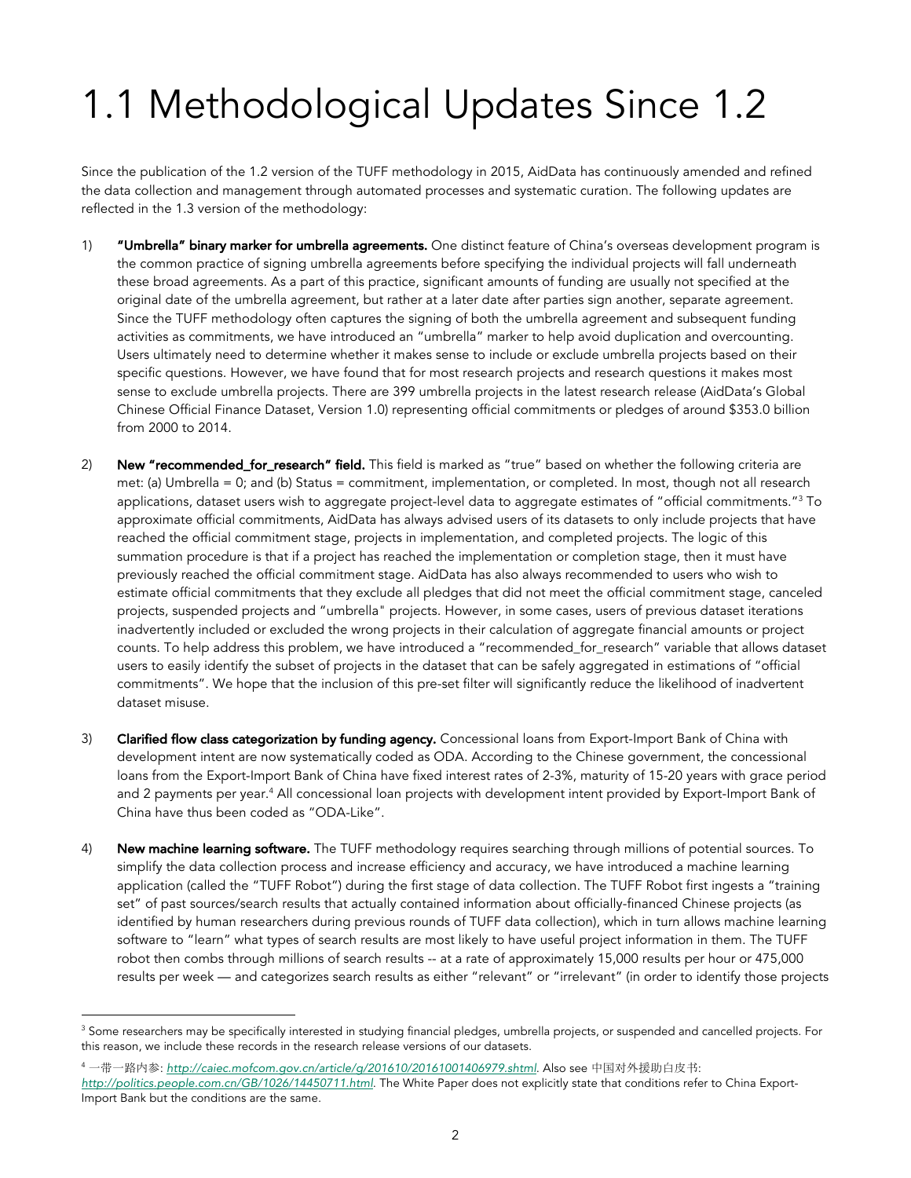# 1.1 Methodological Updates Since 1.2

Since the publication of the 1.2 version of the TUFF methodology in 2015, AidData has continuously amended and refined the data collection and management through automated processes and systematic curation. The following updates are reflected in the 1.3 version of the methodology:

1) **"Umbrella" binary marker for umbrella agreements.** One distinct feature of China's overseas development program is the common practice of signing umbrella agreements before specifying the individual projects will fall underneath these broad agreements. As a part of this practice, significant amounts of funding are usually not specified at the original date of the umbrella agreement, but rather at a later date after parties sign another, separate agreement. Since the TUFF methodology often captures the signing of both the umbrella agreement and subsequent funding activities as commitments, we have introduced an "umbrella" marker to help avoid duplication and overcounting. Users ultimately need to determine whether it makes sense to include or exclude umbrella projects based on their specific questions. However, we have found that for most research projects and research questions it makes most sense to exclude umbrella projects. There are 399 umbrella projects in the latest research release (AidData's Global Chinese Official Finance Dataset, Version 1.0) representing official commitments or pledges of around $353.0 billion from 2000 to 2014.

2) **New "recommended_for_research" field.** This field is marked as "true" based on whether the following criteria are met: (a) Umbrella = 0; and (b) Status = commitment, implementation, or completed. In most, though not all research applications, dataset users wish to aggregate project-level data to aggregate estimates of "official commitments."[3] To approximate official commitments, AidData has always advised users of its datasets to only include projects that have reached the official commitment stage, projects in implementation, and completed projects. The logic of this summation procedure is that if a project has reached the implementation or completion stage, then it must have previously reached the official commitment stage. AidData has also always recommended to users who wish to estimate official commitments that they exclude all pledges that did not meet the official commitment stage, canceled projects, suspended projects and "umbrella" projects. However, in some cases, users of previous dataset iterations inadvertently included or excluded the wrong projects in their calculation of aggregate financial amounts or project counts. To help address this problem, we have introduced a "recommended_for_research" variable that allows dataset users to easily identify the subset of projects in the dataset that can be safely aggregated in estimations of "official commitments". We hope that the inclusion of this pre-set filter will significantly reduce the likelihood of inadvertent dataset misuse.

3) **Clarified flow class categorization by funding agency.** Concessional loans from Export-Import Bank of China with development intent are now systematically coded as ODA. According to the Chinese government, the concessional loans from the Export-Import Bank of China have fixed interest rates of 2-3%, maturity of 15-20 years with grace period and 2 payments per year.[4] All concessional loan projects with development intent provided by Export-Import Bank of China have thus been coded as "ODA-Like".

4) **New machine learning software.** The TUFF methodology requires searching through millions of potential sources. To simplify the data collection process and increase efficiency and accuracy, we have introduced a machine learning application (called the "TUFF Robot") during the first stage of data collection. The TUFF Robot first ingests a "training set" of past sources/search results that actually contained information about officially-financed Chinese projects (as identified by human researchers during previous rounds of TUFF data collection), which in turn allows machine learning software to "learn" what types of search results are most likely to have useful project information in them. The TUFF robot then combs through millions of search results -- at a rate of approximately 15,000 results per hour or 475,000 results per week — and categorizes search results as either "relevant" or "irrelevant" (in order to identify those projects

---

[3] Some researchers may be specifically interested in studying financial pledges, umbrella projects, or suspended and cancelled projects. For this reason, we include these records in the research release versions of our datasets.

[4] 一带一路内参: *http://caiec.mofcom.gov.cn/article/g/201610/20161001406979.shtml*. Also see 中国对外援助白皮书: *http://politics.people.com.cn/GB/1026/14450711.html*. The White Paper does not explicitly state that conditions refer to China Export-Import Bank but the conditions are the same.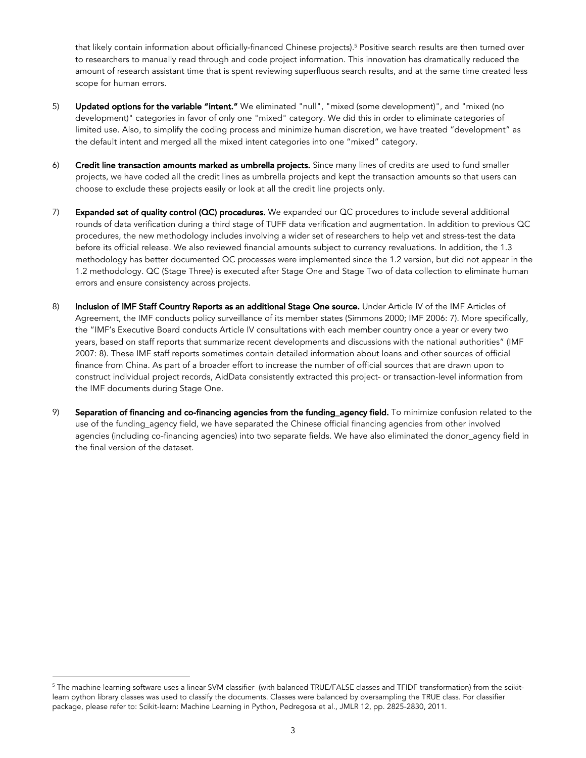that likely contain information about officially-financed Chinese projects).[5] Positive search results are then turned over to researchers to manually read through and code project information. This innovation has dramatically reduced the amount of research assistant time that is spent reviewing superfluous search results, and at the same time created less scope for human errors.

5) **Updated options for the variable "intent."** We eliminated "null", "mixed (some development)", and "mixed (no development)" categories in favor of only one "mixed" category. We did this in order to eliminate categories of limited use. Also, to simplify the coding process and minimize human discretion, we have treated "development" as the default intent and merged all the mixed intent categories into one "mixed" category.

6) **Credit line transaction amounts marked as umbrella projects.** Since many lines of credits are used to fund smaller projects, we have coded all the credit lines as umbrella projects and kept the transaction amounts so that users can choose to exclude these projects easily or look at all the credit line projects only.

7) **Expanded set of quality control (QC) procedures.** We expanded our QC procedures to include several additional rounds of data verification during a third stage of TUFF data verification and augmentation. In addition to previous QC procedures, the new methodology includes involving a wider set of researchers to help vet and stress-test the data before its official release. We also reviewed financial amounts subject to currency revaluations. In addition, the 1.3 methodology has better documented QC processes were implemented since the 1.2 version, but did not appear in the 1.2 methodology. QC (Stage Three) is executed after Stage One and Stage Two of data collection to eliminate human errors and ensure consistency across projects.

8) **Inclusion of IMF Staff Country Reports as an additional Stage One source.** Under Article IV of the IMF Articles of Agreement, the IMF conducts policy surveillance of its member states (Simmons 2000; IMF 2006: 7). More specifically, the "IMF's Executive Board conducts Article IV consultations with each member country once a year or every two years, based on staff reports that summarize recent developments and discussions with the national authorities" (IMF 2007: 8). These IMF staff reports sometimes contain detailed information about loans and other sources of official finance from China. As part of a broader effort to increase the number of official sources that are drawn upon to construct individual project records, AidData consistently extracted this project- or transaction-level information from the IMF documents during Stage One.

9) **Separation of financing and co-financing agencies from the funding_agency field.** To minimize confusion related to the use of the funding_agency field, we have separated the Chinese official financing agencies from other involved agencies (including co-financing agencies) into two separate fields. We have also eliminated the donor_agency field in the final version of the dataset.

---

[5] The machine learning software uses a linear SVM classifier (with balanced TRUE/FALSE classes and TFIDF transformation) from the scikit-learn python library classes was used to classify the documents. Classes were balanced by oversampling the TRUE class. For classifier package, please refer to: Scikit-learn: Machine Learning in Python, Pedregosa et al., JMLR 12, pp. 2825-2830, 2011.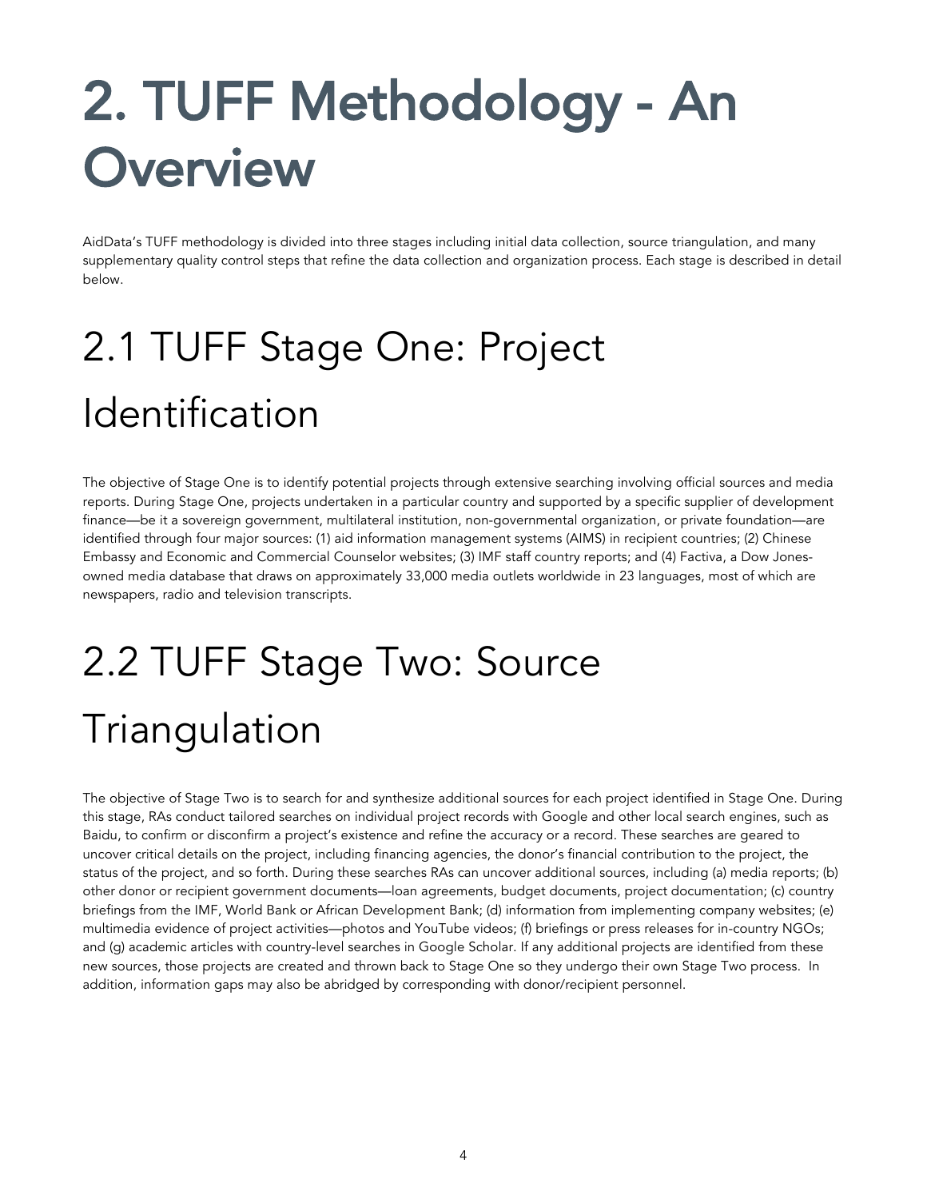# 2. TUFF Methodology - An Overview

AidData's TUFF methodology is divided into three stages including initial data collection, source triangulation, and many supplementary quality control steps that refine the data collection and organization process. Each stage is described in detail below.

## 2.1 TUFF Stage One: Project Identification

The objective of Stage One is to identify potential projects through extensive searching involving official sources and media reports. During Stage One, projects undertaken in a particular country and supported by a specific supplier of development finance—be it a sovereign government, multilateral institution, non-governmental organization, or private foundation—are identified through four major sources: (1) aid information management systems (AIMS) in recipient countries; (2) Chinese Embassy and Economic and Commercial Counselor websites; (3) IMF staff country reports; and (4) Factiva, a Dow Jones-owned media database that draws on approximately 33,000 media outlets worldwide in 23 languages, most of which are newspapers, radio and television transcripts.

## 2.2 TUFF Stage Two: Source Triangulation

The objective of Stage Two is to search for and synthesize additional sources for each project identified in Stage One. During this stage, RAs conduct tailored searches on individual project records with Google and other local search engines, such as Baidu, to confirm or disconfirm a project's existence and refine the accuracy or a record. These searches are geared to uncover critical details on the project, including financing agencies, the donor's financial contribution to the project, the status of the project, and so forth. During these searches RAs can uncover additional sources, including (a) media reports; (b) other donor or recipient government documents—loan agreements, budget documents, project documentation; (c) country briefings from the IMF, World Bank or African Development Bank; (d) information from implementing company websites; (e) multimedia evidence of project activities—photos and YouTube videos; (f) briefings or press releases for in-country NGOs; and (g) academic articles with country-level searches in Google Scholar. If any additional projects are identified from these new sources, those projects are created and thrown back to Stage One so they undergo their own Stage Two process. In addition, information gaps may also be abridged by corresponding with donor/recipient personnel.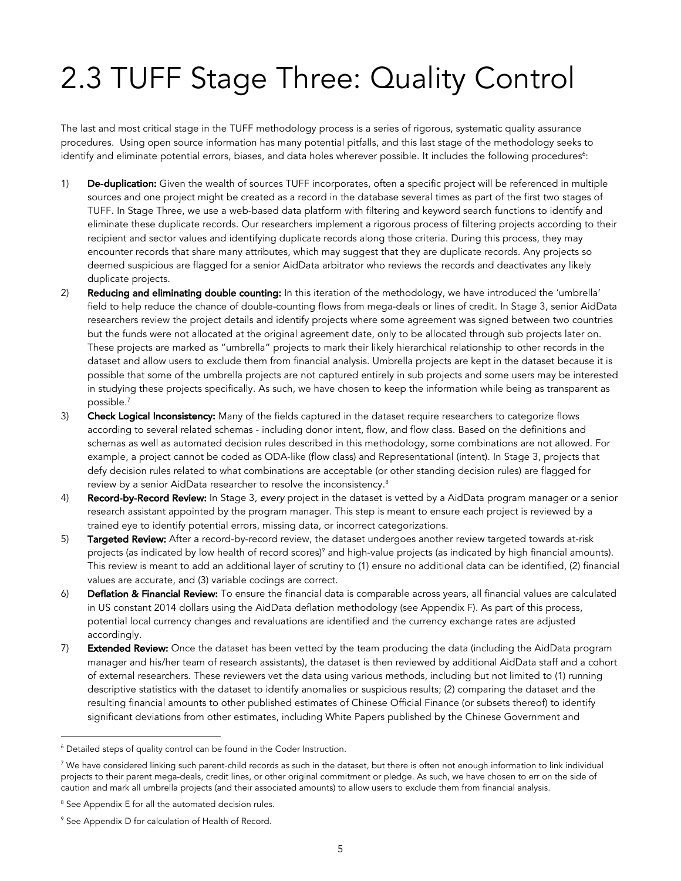# 2.3 TUFF Stage Three: Quality Control

The last and most critical stage in the TUFF methodology process is a series of rigorous, systematic quality assurance procedures. Using open source information has many potential pitfalls, and this last stage of the methodology seeks to identify and eliminate potential errors, biases, and data holes wherever possible. It includes the following procedures[6]:

1) **De-duplication:** Given the wealth of sources TUFF incorporates, often a specific project will be referenced in multiple sources and one project might be created as a record in the database several times as part of the first two stages of TUFF. In Stage Three, we use a web-based data platform with filtering and keyword search functions to identify and eliminate these duplicate records. Our researchers implement a rigorous process of filtering projects according to their recipient and sector values and identifying duplicate records along those criteria. During this process, they may encounter records that share many attributes, which may suggest that they are duplicate records. Any projects so deemed suspicious are flagged for a senior AidData arbitrator who reviews the records and deactivates any likely duplicate projects.
2) **Reducing and eliminating double counting:** In this iteration of the methodology, we have introduced the 'umbrella' field to help reduce the chance of double-counting flows from mega-deals or lines of credit. In Stage 3, senior AidData researchers review the project details and identify projects where some agreement was signed between two countries but the funds were not allocated at the original agreement date, only to be allocated through sub projects later on. These projects are marked as "umbrella" projects to mark their likely hierarchical relationship to other records in the dataset and allow users to exclude them from financial analysis. Umbrella projects are kept in the dataset because it is possible that some of the umbrella projects are not captured entirely in sub projects and some users may be interested in studying these projects specifically. As such, we have chosen to keep the information while being as transparent as possible.[7]
3) **Check Logical Inconsistency:** Many of the fields captured in the dataset require researchers to categorize flows according to several related schemas - including donor intent, flow, and flow class. Based on the definitions and schemas as well as automated decision rules described in this methodology, some combinations are not allowed. For example, a project cannot be coded as ODA-like (flow class) and Representational (intent). In Stage 3, projects that defy decision rules related to what combinations are acceptable (or other standing decision rules) are flagged for review by a senior AidData researcher to resolve the inconsistency.[8]
4) **Record-by-Record Review:** In Stage 3, *every* project in the dataset is vetted by a AidData program manager or a senior research assistant appointed by the program manager. This step is meant to ensure each project is reviewed by a trained eye to identify potential errors, missing data, or incorrect categorizations.
5) **Targeted Review:** After a record-by-record review, the dataset undergoes another review targeted towards at-risk projects (as indicated by low health of record scores)[9] and high-value projects (as indicated by high financial amounts). This review is meant to add an additional layer of scrutiny to (1) ensure no additional data can be identified, (2) financial values are accurate, and (3) variable codings are correct.
6) **Deflation & Financial Review:** To ensure the financial data is comparable across years, all financial values are calculated in US constant 2014 dollars using the AidData deflation methodology (see Appendix F). As part of this process, potential local currency changes and revaluations are identified and the currency exchange rates are adjusted accordingly.
7) **Extended Review:** Once the dataset has been vetted by the team producing the data (including the AidData program manager and his/her team of research assistants), the dataset is then reviewed by additional AidData staff and a cohort of external researchers. These reviewers vet the data using various methods, including but not limited to (1) running descriptive statistics with the dataset to identify anomalies or suspicious results; (2) comparing the dataset and the resulting financial amounts to other published estimates of Chinese Official Finance (or subsets thereof) to identify significant deviations from other estimates, including White Papers published by the Chinese Government and

---

[6] Detailed steps of quality control can be found in the Coder Instruction.

[7] We have considered linking such parent-child records as such in the dataset, but there is often not enough information to link individual projects to their parent mega-deals, credit lines, or other original commitment or pledge. As such, we have chosen to err on the side of caution and mark all umbrella projects (and their associated amounts) to allow users to exclude them from financial analysis.

[8] See Appendix E for all the automated decision rules.

[9] See Appendix D for calculation of Health of Record.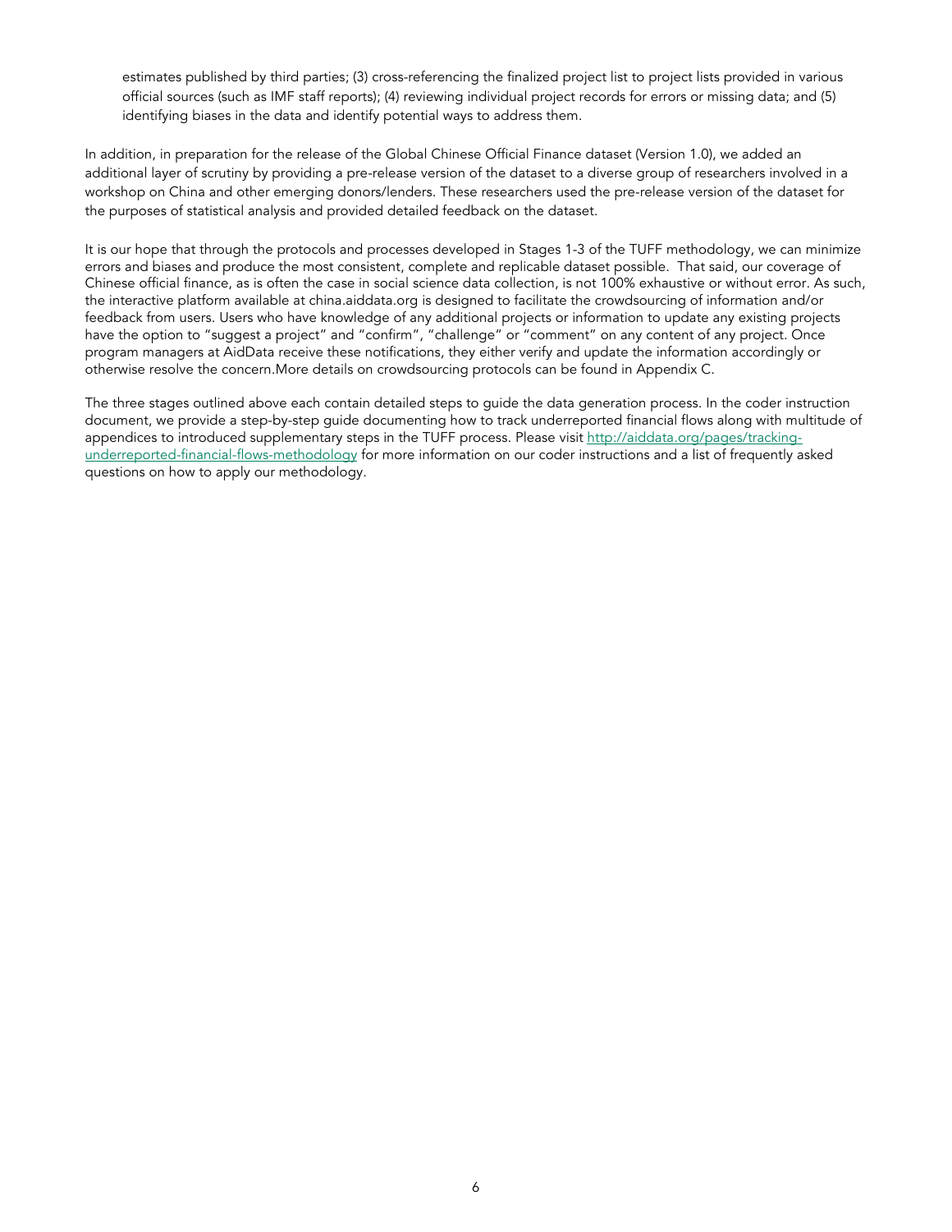estimates published by third parties; (3) cross-referencing the finalized project list to project lists provided in various official sources (such as IMF staff reports); (4) reviewing individual project records for errors or missing data; and (5) identifying biases in the data and identify potential ways to address them.

In addition, in preparation for the release of the Global Chinese Official Finance dataset (Version 1.0), we added an additional layer of scrutiny by providing a pre-release version of the dataset to a diverse group of researchers involved in a workshop on China and other emerging donors/lenders. These researchers used the pre-release version of the dataset for the purposes of statistical analysis and provided detailed feedback on the dataset.

It is our hope that through the protocols and processes developed in Stages 1-3 of the TUFF methodology, we can minimize errors and biases and produce the most consistent, complete and replicable dataset possible. That said, our coverage of Chinese official finance, as is often the case in social science data collection, is not 100% exhaustive or without error. As such, the interactive platform available at china.aiddata.org is designed to facilitate the crowdsourcing of information and/or feedback from users. Users who have knowledge of any additional projects or information to update any existing projects have the option to "suggest a project" and "confirm", "challenge" or "comment" on any content of any project. Once program managers at AidData receive these notifications, they either verify and update the information accordingly or otherwise resolve the concern.More details on crowdsourcing protocols can be found in Appendix C.

The three stages outlined above each contain detailed steps to guide the data generation process. In the coder instruction document, we provide a step-by-step guide documenting how to track underreported financial flows along with multitude of appendices to introduced supplementary steps in the TUFF process. Please visit [http://aiddata.org/pages/tracking-underreported-financial-flows-methodology](http://aiddata.org/pages/tracking-underreported-financial-flows-methodology) for more information on our coder instructions and a list of frequently asked questions on how to apply our methodology.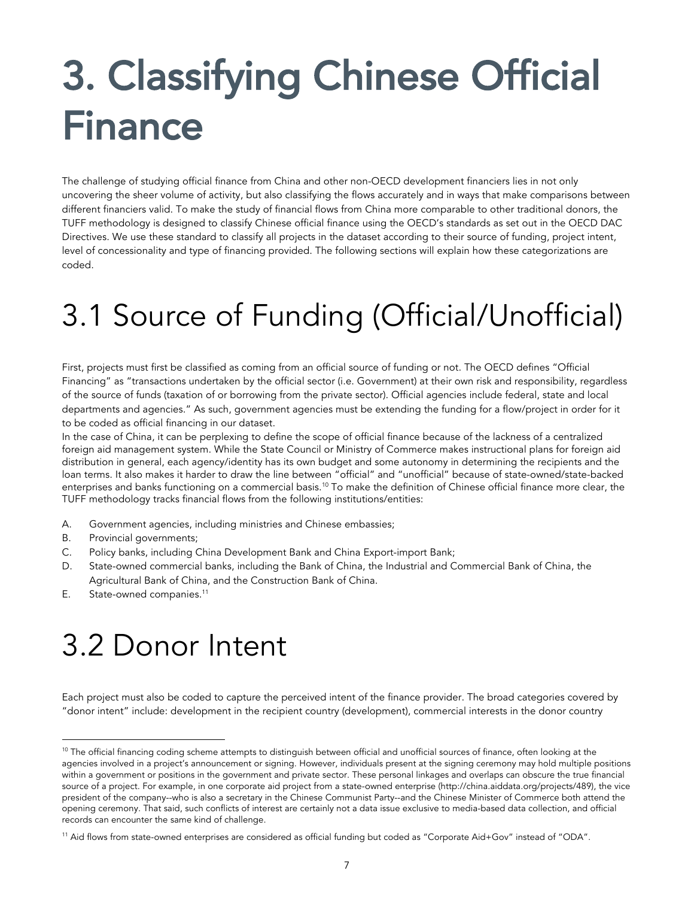# 3. Classifying Chinese Official Finance

The challenge of studying official finance from China and other non-OECD development financiers lies in not only uncovering the sheer volume of activity, but also classifying the flows accurately and in ways that make comparisons between different financiers valid. To make the study of financial flows from China more comparable to other traditional donors, the TUFF methodology is designed to classify Chinese official finance using the OECD's standards as set out in the OECD DAC Directives. We use these standard to classify all projects in the dataset according to their source of funding, project intent, level of concessionality and type of financing provided. The following sections will explain how these categorizations are coded.

## 3.1 Source of Funding (Official/Unofficial)

First, projects must first be classified as coming from an official source of funding or not. The OECD defines "Official Financing" as "transactions undertaken by the official sector (i.e. Government) at their own risk and responsibility, regardless of the source of funds (taxation of or borrowing from the private sector). Official agencies include federal, state and local departments and agencies." As such, government agencies must be extending the funding for a flow/project in order for it to be coded as official financing in our dataset.

In the case of China, it can be perplexing to define the scope of official finance because of the lackness of a centralized foreign aid management system. While the State Council or Ministry of Commerce makes instructional plans for foreign aid distribution in general, each agency/identity has its own budget and some autonomy in determining the recipients and the loan terms. It also makes it harder to draw the line between "official" and "unofficial" because of state-owned/state-backed enterprises and banks functioning on a commercial basis.[10] To make the definition of Chinese official finance more clear, the TUFF methodology tracks financial flows from the following institutions/entities:

A. Government agencies, including ministries and Chinese embassies;
B. Provincial governments;
C. Policy banks, including China Development Bank and China Export-import Bank;
D. State-owned commercial banks, including the Bank of China, the Industrial and Commercial Bank of China, the Agricultural Bank of China, and the Construction Bank of China.
E. State-owned companies.[11]

## 3.2 Donor Intent

Each project must also be coded to capture the perceived intent of the finance provider. The broad categories covered by "donor intent" include: development in the recipient country (development), commercial interests in the donor country

[10] The official financing coding scheme attempts to distinguish between official and unofficial sources of finance, often looking at the agencies involved in a project's announcement or signing. However, individuals present at the signing ceremony may hold multiple positions within a government or positions in the government and private sector. These personal linkages and overlaps can obscure the true financial source of a project. For example, in one corporate aid project from a state-owned enterprise (http://china.aiddata.org/projects/489), the vice president of the company--who is also a secretary in the Chinese Communist Party--and the Chinese Minister of Commerce both attend the opening ceremony. That said, such conflicts of interest are certainly not a data issue exclusive to media-based data collection, and official records can encounter the same kind of challenge.

[11] Aid flows from state-owned enterprises are considered as official funding but coded as "Corporate Aid+Gov" instead of "ODA".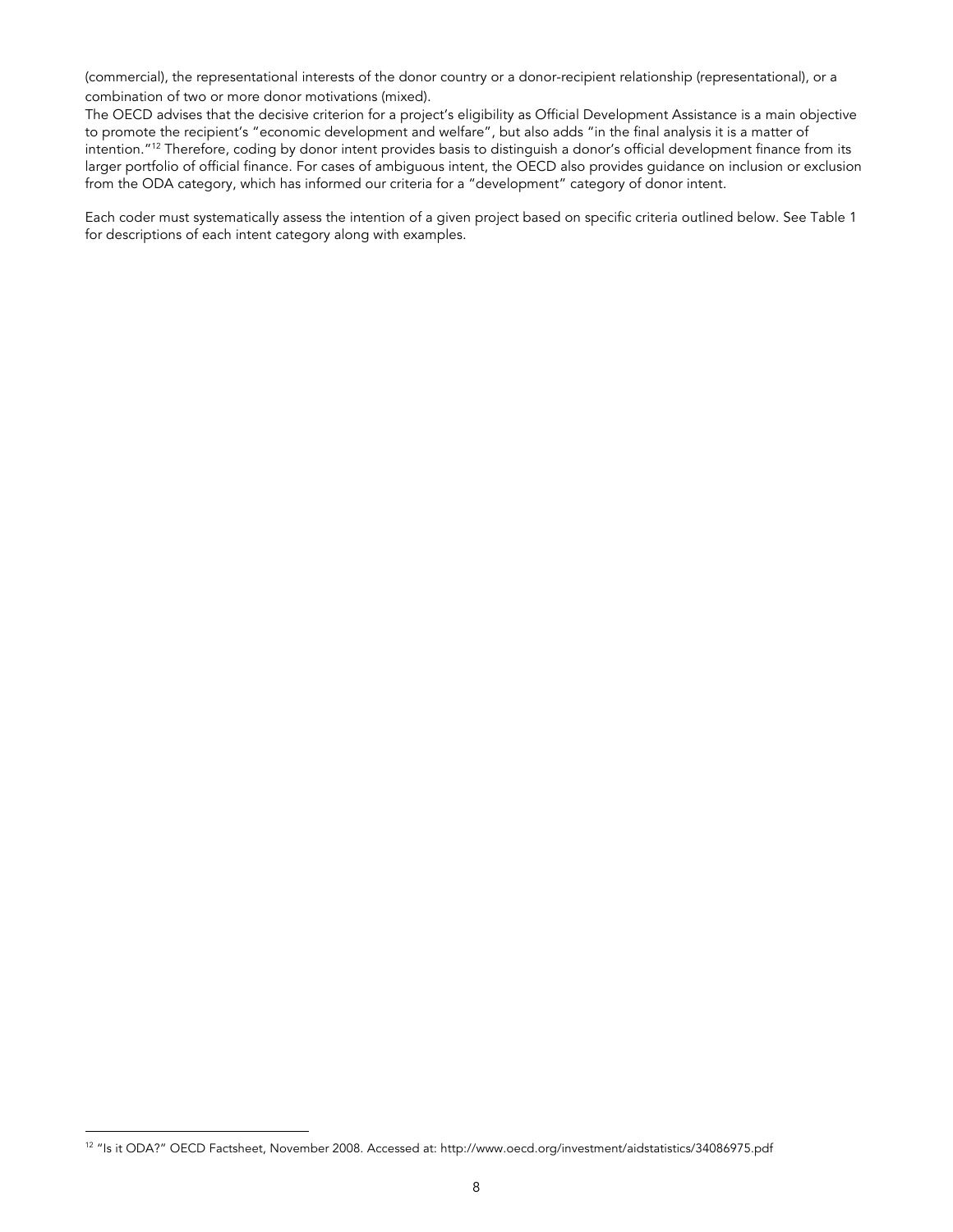(commercial), the representational interests of the donor country or a donor-recipient relationship (representational), or a combination of two or more donor motivations (mixed).

The OECD advises that the decisive criterion for a project's eligibility as Official Development Assistance is a main objective to promote the recipient's "economic development and welfare", but also adds "in the final analysis it is a matter of intention."[12] Therefore, coding by donor intent provides basis to distinguish a donor's official development finance from its larger portfolio of official finance. For cases of ambiguous intent, the OECD also provides guidance on inclusion or exclusion from the ODA category, which has informed our criteria for a "development" category of donor intent.

Each coder must systematically assess the intention of a given project based on specific criteria outlined below. See Table 1 for descriptions of each intent category along with examples.

[12] "Is it ODA?" OECD Factsheet, November 2008. Accessed at: http://www.oecd.org/investment/aidstatistics/34086975.pdf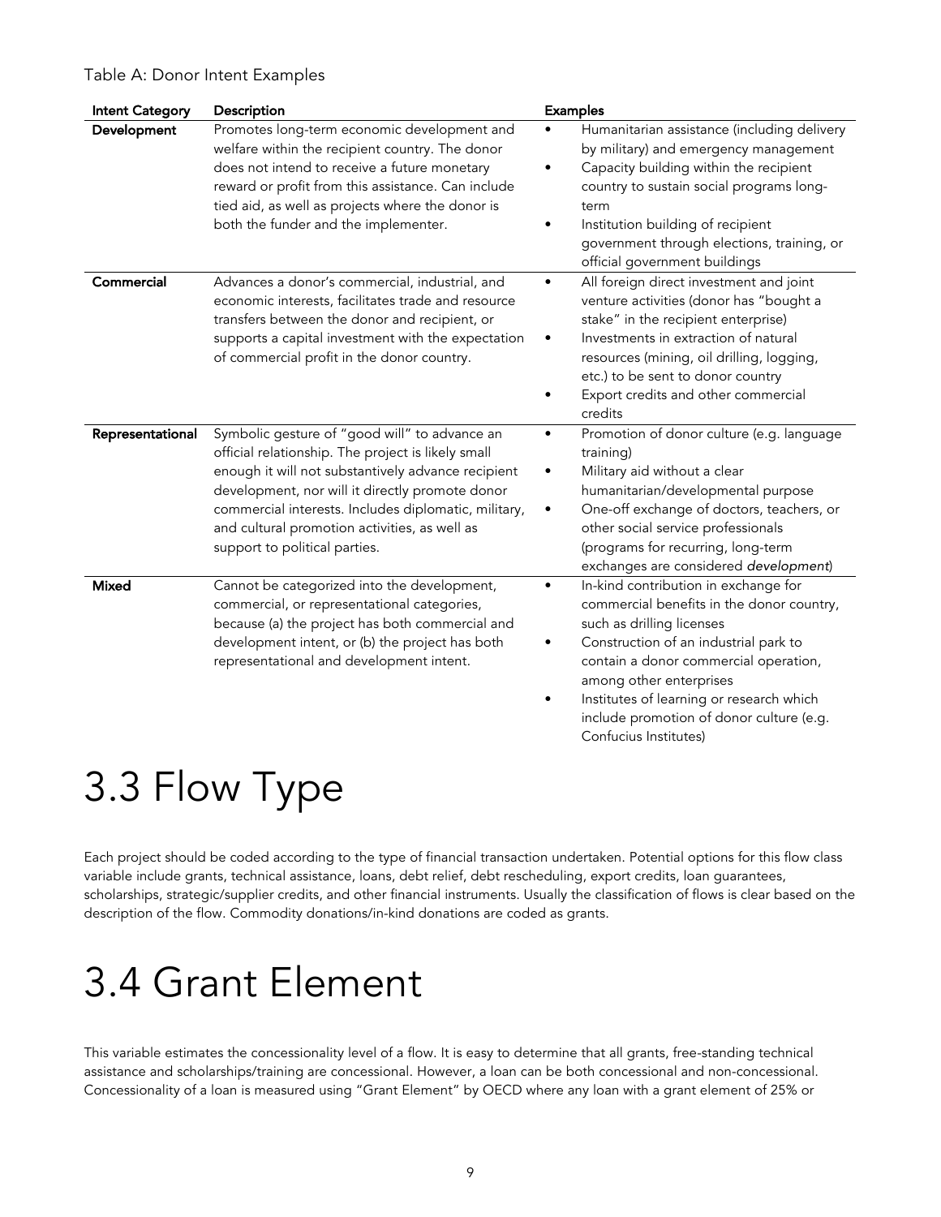Table A: Donor Intent Examples

| Intent Category | Description | Examples |
| --- | --- | --- |
| **Development** | Promotes long-term economic development and welfare within the recipient country. The donor does not intend to receive a future monetary reward or profit from this assistance. Can include tied aid, as well as projects where the donor is both the funder and the implementer. | • Humanitarian assistance (including delivery by military) and emergency management<br>• Capacity building within the recipient country to sustain social programs long-term<br>• Institution building of recipient government through elections, training, or official government buildings |
| **Commercial** | Advances a donor's commercial, industrial, and economic interests, facilitates trade and resource transfers between the donor and recipient, or supports a capital investment with the expectation of commercial profit in the donor country. | • All foreign direct investment and joint venture activities (donor has "bought a stake" in the recipient enterprise)<br>• Investments in extraction of natural resources (mining, oil drilling, logging, etc.) to be sent to donor country<br>• Export credits and other commercial credits |
| **Representational** | Symbolic gesture of "good will" to advance an official relationship. The project is likely small enough it will not substantively advance recipient development, nor will it directly promote donor commercial interests. Includes diplomatic, military, and cultural promotion activities, as well as support to political parties. | • Promotion of donor culture (e.g. language training)<br>• Military aid without a clear humanitarian/developmental purpose<br>• One-off exchange of doctors, teachers, or other social service professionals (programs for recurring, long-term exchanges are considered *development*) |
| **Mixed** | Cannot be categorized into the development, commercial, or representational categories, because (a) the project has both commercial and development intent, or (b) the project has both representational and development intent. | • In-kind contribution in exchange for commercial benefits in the donor country, such as drilling licenses<br>• Construction of an industrial park to contain a donor commercial operation, among other enterprises<br>• Institutes of learning or research which include promotion of donor culture (e.g. Confucius Institutes) |

# 3.3 Flow Type

Each project should be coded according to the type of financial transaction undertaken. Potential options for this flow class variable include grants, technical assistance, loans, debt relief, debt rescheduling, export credits, loan guarantees, scholarships, strategic/supplier credits, and other financial instruments. Usually the classification of flows is clear based on the description of the flow. Commodity donations/in-kind donations are coded as grants.

# 3.4 Grant Element

This variable estimates the concessionality level of a flow. It is easy to determine that all grants, free-standing technical assistance and scholarships/training are concessional. However, a loan can be both concessional and non-concessional. Concessionality of a loan is measured using "Grant Element" by OECD where any loan with a grant element of 25% or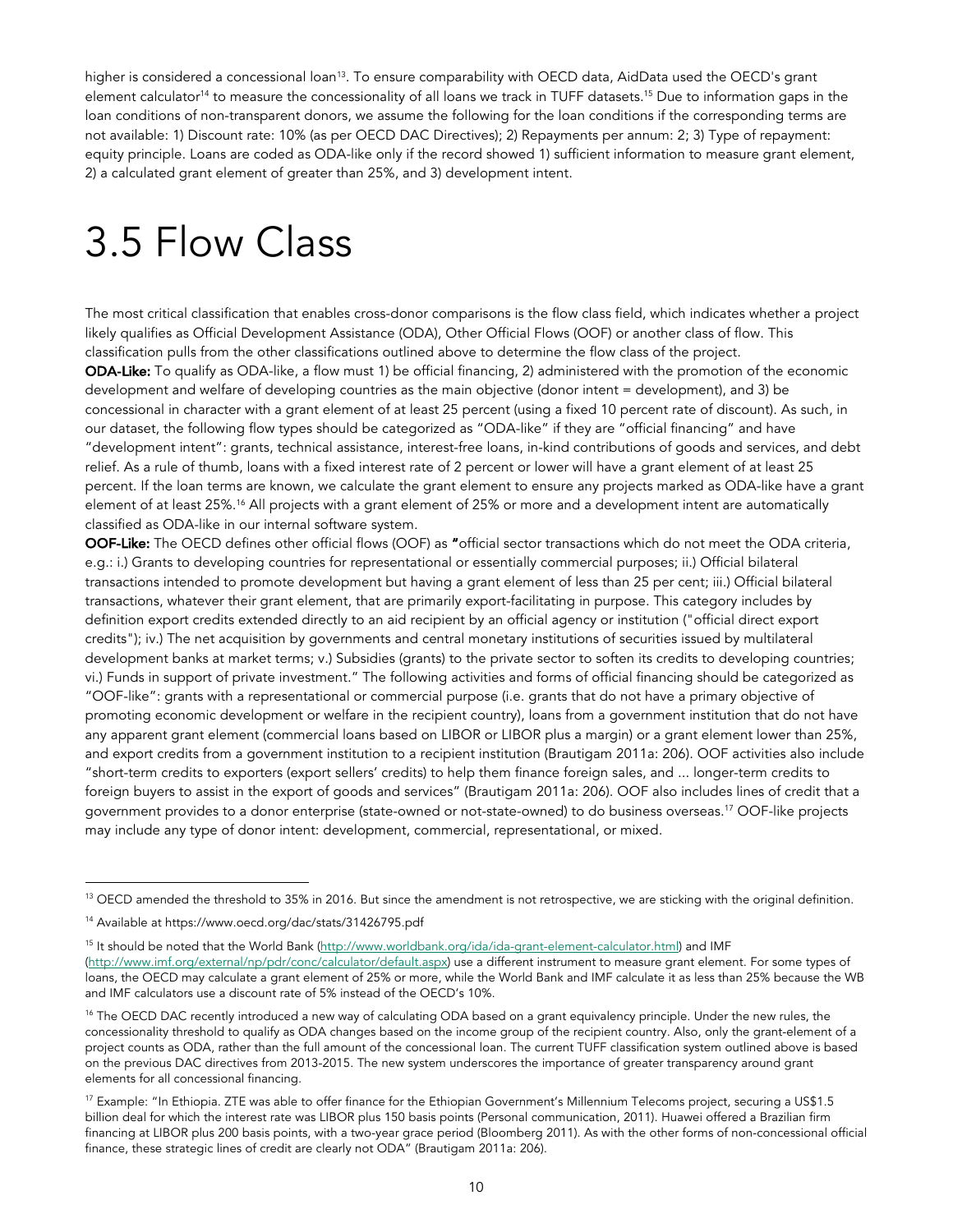higher is considered a concessional loan[13]. To ensure comparability with OECD data, AidData used the OECD's grant element calculator[14] to measure the concessionality of all loans we track in TUFF datasets.[15] Due to information gaps in the loan conditions of non-transparent donors, we assume the following for the loan conditions if the corresponding terms are not available: 1) Discount rate: 10% (as per OECD DAC Directives); 2) Repayments per annum: 2; 3) Type of repayment: equity principle. Loans are coded as ODA-like only if the record showed 1) sufficient information to measure grant element, 2) a calculated grant element of greater than 25%, and 3) development intent.

# 3.5 Flow Class

The most critical classification that enables cross-donor comparisons is the flow class field, which indicates whether a project likely qualifies as Official Development Assistance (ODA), Other Official Flows (OOF) or another class of flow. This classification pulls from the other classifications outlined above to determine the flow class of the project.

**ODA-Like:** To qualify as ODA-like, a flow must 1) be official financing, 2) administered with the promotion of the economic development and welfare of developing countries as the main objective (donor intent = development), and 3) be concessional in character with a grant element of at least 25 percent (using a fixed 10 percent rate of discount). As such, in our dataset, the following flow types should be categorized as "ODA-like" if they are "official financing" and have "development intent": grants, technical assistance, interest-free loans, in-kind contributions of goods and services, and debt relief. As a rule of thumb, loans with a fixed interest rate of 2 percent or lower will have a grant element of at least 25 percent. If the loan terms are known, we calculate the grant element to ensure any projects marked as ODA-like have a grant element of at least 25%.[16] All projects with a grant element of 25% or more and a development intent are automatically classified as ODA-like in our internal software system.

**OOF-Like:** The OECD defines other official flows (OOF) as **"**official sector transactions which do not meet the ODA criteria, e.g.: i.) Grants to developing countries for representational or essentially commercial purposes; ii.) Official bilateral transactions intended to promote development but having a grant element of less than 25 per cent; iii.) Official bilateral transactions, whatever their grant element, that are primarily export-facilitating in purpose. This category includes by definition export credits extended directly to an aid recipient by an official agency or institution ("official direct export credits"); iv.) The net acquisition by governments and central monetary institutions of securities issued by multilateral development banks at market terms; v.) Subsidies (grants) to the private sector to soften its credits to developing countries; vi.) Funds in support of private investment." The following activities and forms of official financing should be categorized as "OOF-like": grants with a representational or commercial purpose (i.e. grants that do not have a primary objective of promoting economic development or welfare in the recipient country), loans from a government institution that do not have any apparent grant element (commercial loans based on LIBOR or LIBOR plus a margin) or a grant element lower than 25%, and export credits from a government institution to a recipient institution (Brautigam 2011a: 206). OOF activities also include "short-term credits to exporters (export sellers' credits) to help them finance foreign sales, and ... longer-term credits to foreign buyers to assist in the export of goods and services" (Brautigam 2011a: 206). OOF also includes lines of credit that a government provides to a donor enterprise (state-owned or not-state-owned) to do business overseas.[17] OOF-like projects may include any type of donor intent: development, commercial, representational, or mixed.

---

[13] OECD amended the threshold to 35% in 2016. But since the amendment is not retrospective, we are sticking with the original definition.

[14] Available at https://www.oecd.org/dac/stats/31426795.pdf

[15] It should be noted that the World Bank (http://www.worldbank.org/ida/ida-grant-element-calculator.html) and IMF (http://www.imf.org/external/np/pdr/conc/calculator/default.aspx) use a different instrument to measure grant element. For some types of loans, the OECD may calculate a grant element of 25% or more, while the World Bank and IMF calculate it as less than 25% because the WB and IMF calculators use a discount rate of 5% instead of the OECD's 10%.

[16] The OECD DAC recently introduced a new way of calculating ODA based on a grant equivalency principle. Under the new rules, the concessionality threshold to qualify as ODA changes based on the income group of the recipient country. Also, only the grant-element of a project counts as ODA, rather than the full amount of the concessional loan. The current TUFF classification system outlined above is based on the previous DAC directives from 2013-2015. The new system underscores the importance of greater transparency around grant elements for all concessional financing.

[17] Example: "In Ethiopia. ZTE was able to offer finance for the Ethiopian Government's Millennium Telecoms project, securing a US$1.5 billion deal for which the interest rate was LIBOR plus 150 basis points (Personal communication, 2011). Huawei offered a Brazilian firm financing at LIBOR plus 200 basis points, with a two-year grace period (Bloomberg 2011). As with the other forms of non-concessional official finance, these strategic lines of credit are clearly not ODA" (Brautigam 2011a: 206).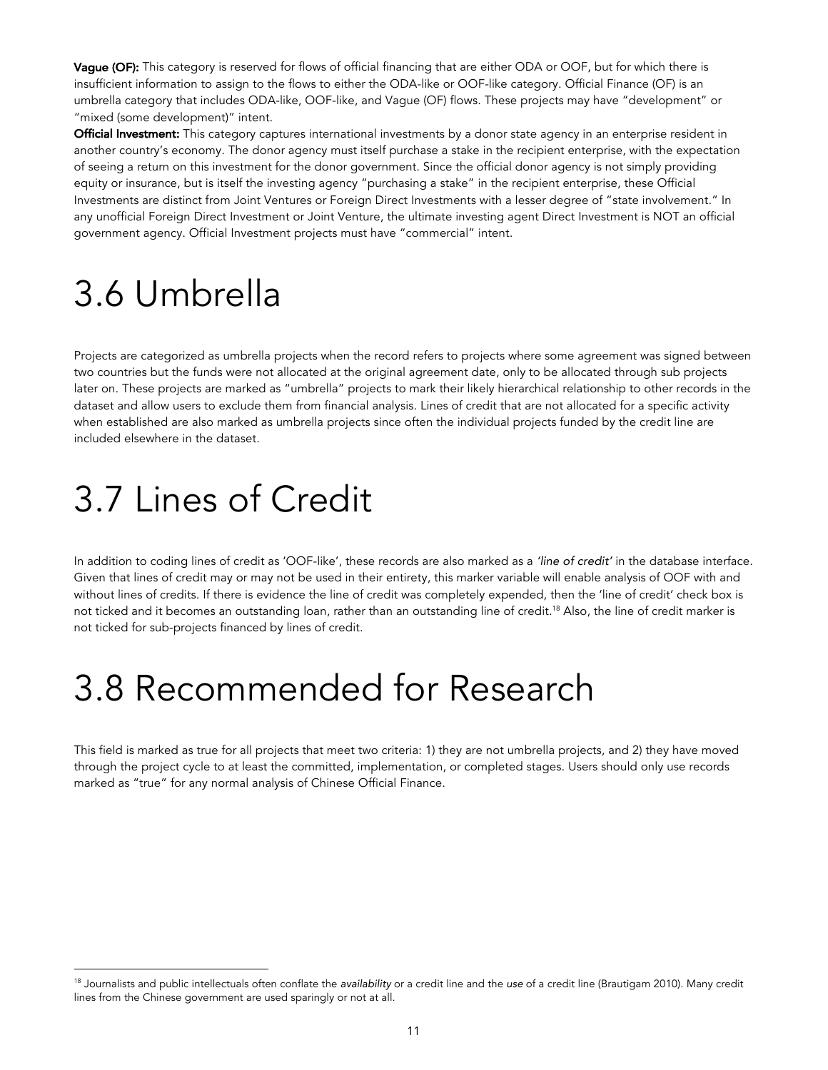**Vague (OF):** This category is reserved for flows of official financing that are either ODA or OOF, but for which there is insufficient information to assign to the flows to either the ODA-like or OOF-like category. Official Finance (OF) is an umbrella category that includes ODA-like, OOF-like, and Vague (OF) flows. These projects may have "development" or "mixed (some development)" intent.

**Official Investment:** This category captures international investments by a donor state agency in an enterprise resident in another country's economy. The donor agency must itself purchase a stake in the recipient enterprise, with the expectation of seeing a return on this investment for the donor government. Since the official donor agency is not simply providing equity or insurance, but is itself the investing agency "purchasing a stake" in the recipient enterprise, these Official Investments are distinct from Joint Ventures or Foreign Direct Investments with a lesser degree of "state involvement." In any unofficial Foreign Direct Investment or Joint Venture, the ultimate investing agent Direct Investment is NOT an official government agency. Official Investment projects must have "commercial" intent.

# 3.6 Umbrella

Projects are categorized as umbrella projects when the record refers to projects where some agreement was signed between two countries but the funds were not allocated at the original agreement date, only to be allocated through sub projects later on. These projects are marked as "umbrella" projects to mark their likely hierarchical relationship to other records in the dataset and allow users to exclude them from financial analysis. Lines of credit that are not allocated for a specific activity when established are also marked as umbrella projects since often the individual projects funded by the credit line are included elsewhere in the dataset.

# 3.7 Lines of Credit

In addition to coding lines of credit as 'OOF-like', these records are also marked as a *'line of credit'* in the database interface. Given that lines of credit may or may not be used in their entirety, this marker variable will enable analysis of OOF with and without lines of credits. If there is evidence the line of credit was completely expended, then the 'line of credit' check box is not ticked and it becomes an outstanding loan, rather than an outstanding line of credit.[18] Also, the line of credit marker is not ticked for sub-projects financed by lines of credit.

# 3.8 Recommended for Research

This field is marked as true for all projects that meet two criteria: 1) they are not umbrella projects, and 2) they have moved through the project cycle to at least the committed, implementation, or completed stages. Users should only use records marked as "true" for any normal analysis of Chinese Official Finance.

---

[18] Journalists and public intellectuals often conflate the *availability* or a credit line and the *use* of a credit line (Brautigam 2010). Many credit lines from the Chinese government are used sparingly or not at all.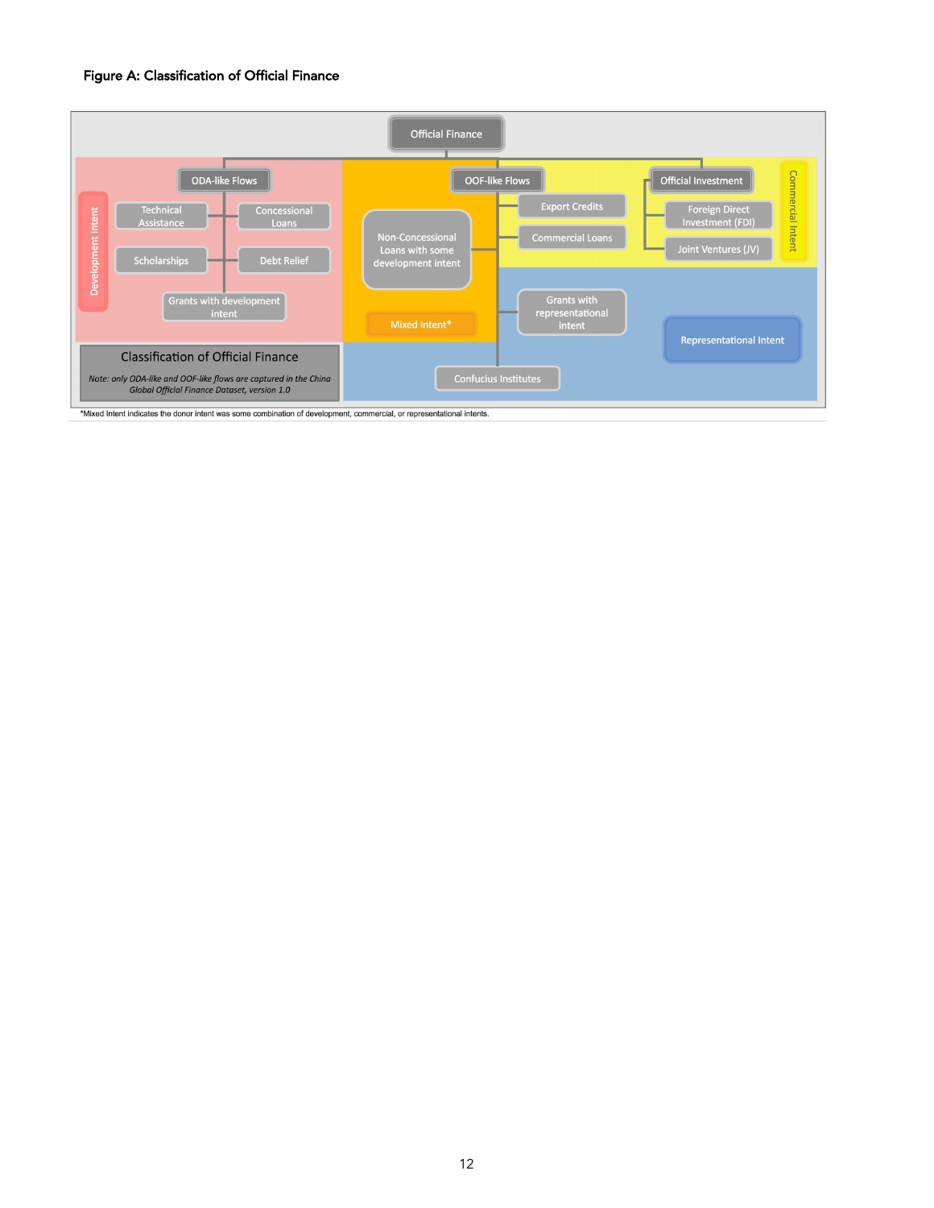**Figure A: Classification of Official Finance**

Official Finance

- ODA-like Flows (Development Intent)
  - Technical Assistance
  - Concessional Loans
  - Scholarships
  - Debt Relief
  - Grants with development intent
- OOF-like Flows
  - Non-Concessional Loans with some development intent (Mixed Intent*)
  - Export Credits (Commercial Intent)
  - Commercial Loans (Commercial Intent)
  - Grants with representational intent (Representational Intent)
  - Confucius Institutes (Representational Intent)
- Official Investment (Commercial Intent)
  - Foreign Direct Investment (FDI)
  - Joint Ventures (JV)

Classification of Official Finance

*Note: only ODA-like and OOF-like flows are captured in the China Global Official Finance Dataset, version 1.0*

*Mixed Intent indicates the donor intent was some combination of development, commercial, or representational intents.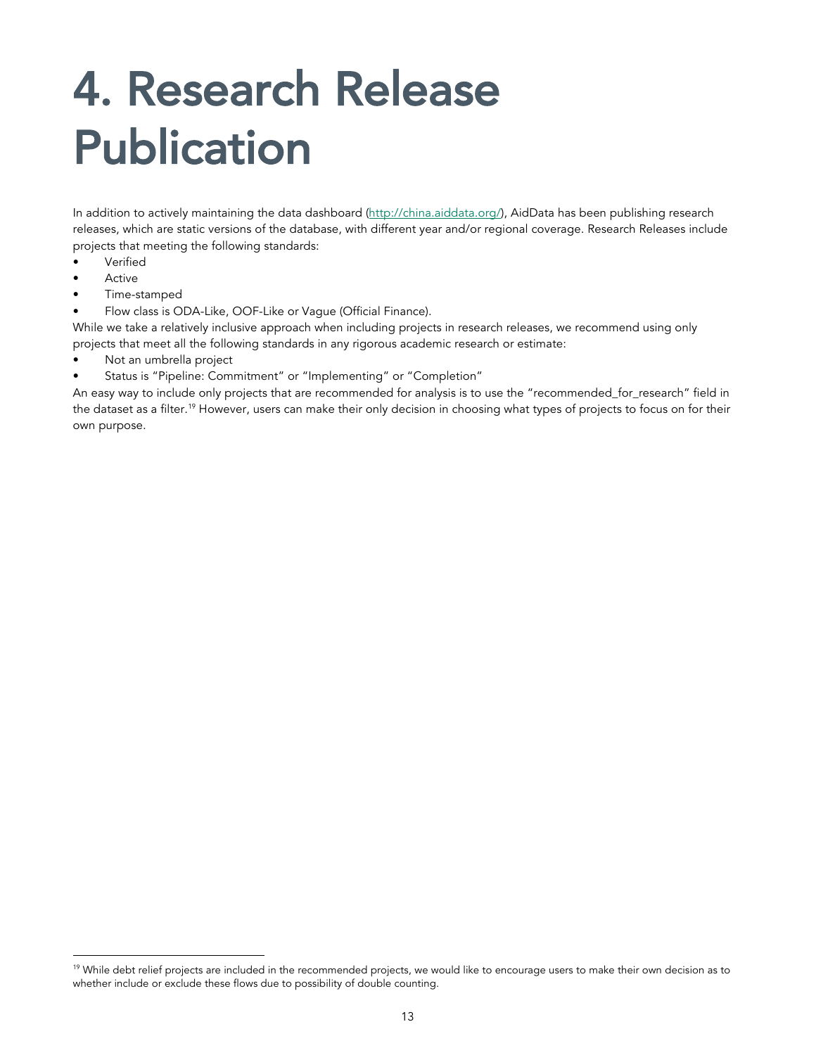# 4. Research Release Publication

In addition to actively maintaining the data dashboard (http://china.aiddata.org/), AidData has been publishing research releases, which are static versions of the database, with different year and/or regional coverage. Research Releases include projects that meeting the following standards:

- Verified
- Active
- Time-stamped
- Flow class is ODA-Like, OOF-Like or Vague (Official Finance).

While we take a relatively inclusive approach when including projects in research releases, we recommend using only projects that meet all the following standards in any rigorous academic research or estimate:

- Not an umbrella project
- Status is "Pipeline: Commitment" or "Implementing" or "Completion"

An easy way to include only projects that are recommended for analysis is to use the "recommended_for_research" field in the dataset as a filter.[19] However, users can make their only decision in choosing what types of projects to focus on for their own purpose.

[19] While debt relief projects are included in the recommended projects, we would like to encourage users to make their own decision as to whether include or exclude these flows due to possibility of double counting.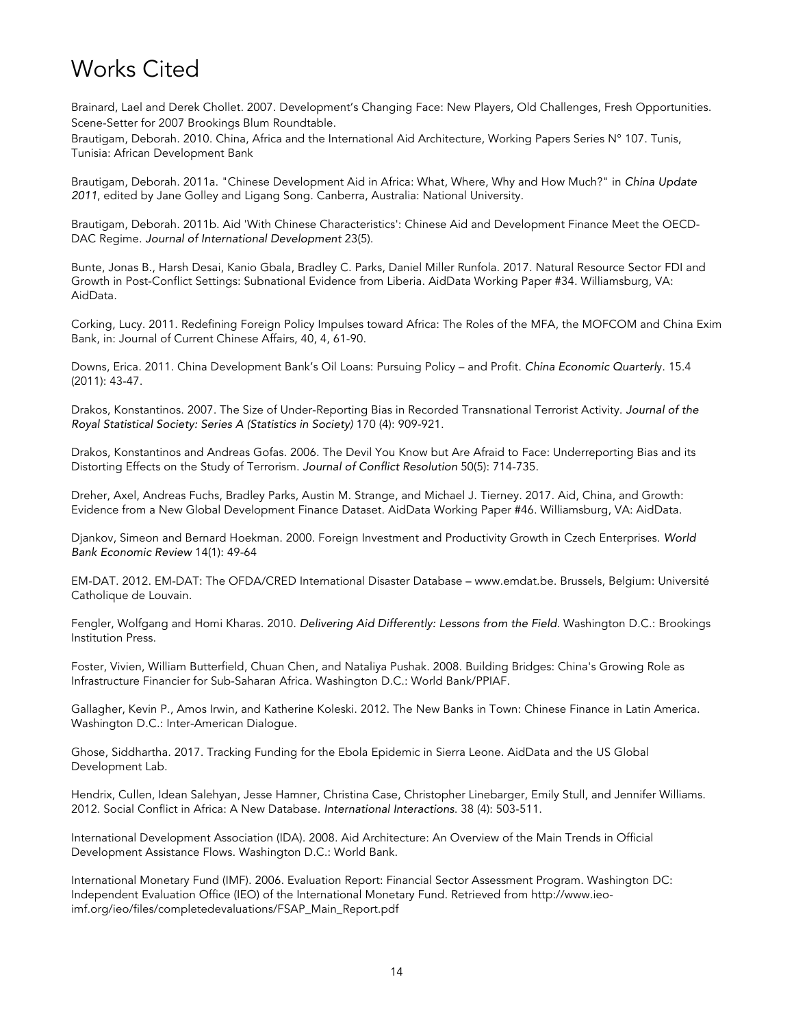# Works Cited

Brainard, Lael and Derek Chollet. 2007. Development's Changing Face: New Players, Old Challenges, Fresh Opportunities. Scene-Setter for 2007 Brookings Blum Roundtable.

Brautigam, Deborah. 2010. China, Africa and the International Aid Architecture, Working Papers Series N° 107. Tunis, Tunisia: African Development Bank

Brautigam, Deborah. 2011a. "Chinese Development Aid in Africa: What, Where, Why and How Much?" in *China Update 2011*, edited by Jane Golley and Ligang Song. Canberra, Australia: National University.

Brautigam, Deborah. 2011b. Aid 'With Chinese Characteristics': Chinese Aid and Development Finance Meet the OECD-DAC Regime. *Journal of International Development* 23(5).

Bunte, Jonas B., Harsh Desai, Kanio Gbala, Bradley C. Parks, Daniel Miller Runfola. 2017. Natural Resource Sector FDI and Growth in Post-Conflict Settings: Subnational Evidence from Liberia. AidData Working Paper #34. Williamsburg, VA: AidData.

Corking, Lucy. 2011. Redefining Foreign Policy Impulses toward Africa: The Roles of the MFA, the MOFCOM and China Exim Bank, in: Journal of Current Chinese Affairs, 40, 4, 61-90.

Downs, Erica. 2011. China Development Bank's Oil Loans: Pursuing Policy – and Profit. *China Economic Quarterly*. 15.4 (2011): 43-47.

Drakos, Konstantinos. 2007. The Size of Under-Reporting Bias in Recorded Transnational Terrorist Activity. *Journal of the Royal Statistical Society: Series A (Statistics in Society)* 170 (4): 909-921.

Drakos, Konstantinos and Andreas Gofas. 2006. The Devil You Know but Are Afraid to Face: Underreporting Bias and its Distorting Effects on the Study of Terrorism. *Journal of Conflict Resolution* 50(5): 714-735.

Dreher, Axel, Andreas Fuchs, Bradley Parks, Austin M. Strange, and Michael J. Tierney. 2017. Aid, China, and Growth: Evidence from a New Global Development Finance Dataset. AidData Working Paper #46. Williamsburg, VA: AidData.

Djankov, Simeon and Bernard Hoekman. 2000. Foreign Investment and Productivity Growth in Czech Enterprises. *World Bank Economic Review* 14(1): 49-64

EM-DAT. 2012. EM-DAT: The OFDA/CRED International Disaster Database – www.emdat.be. Brussels, Belgium: Université Catholique de Louvain.

Fengler, Wolfgang and Homi Kharas. 2010. *Delivering Aid Differently: Lessons from the Field*. Washington D.C.: Brookings Institution Press.

Foster, Vivien, William Butterfield, Chuan Chen, and Nataliya Pushak. 2008. Building Bridges: China's Growing Role as Infrastructure Financier for Sub-Saharan Africa. Washington D.C.: World Bank/PPIAF.

Gallagher, Kevin P., Amos Irwin, and Katherine Koleski. 2012. The New Banks in Town: Chinese Finance in Latin America. Washington D.C.: Inter-American Dialogue.

Ghose, Siddhartha. 2017. Tracking Funding for the Ebola Epidemic in Sierra Leone. AidData and the US Global Development Lab.

Hendrix, Cullen, Idean Salehyan, Jesse Hamner, Christina Case, Christopher Linebarger, Emily Stull, and Jennifer Williams. 2012. Social Conflict in Africa: A New Database. *International Interactions*. 38 (4): 503-511.

International Development Association (IDA). 2008. Aid Architecture: An Overview of the Main Trends in Official Development Assistance Flows. Washington D.C.: World Bank.

International Monetary Fund (IMF). 2006. Evaluation Report: Financial Sector Assessment Program. Washington DC: Independent Evaluation Office (IEO) of the International Monetary Fund. Retrieved from http://www.ieo-imf.org/ieo/files/completedevaluations/FSAP_Main_Report.pdf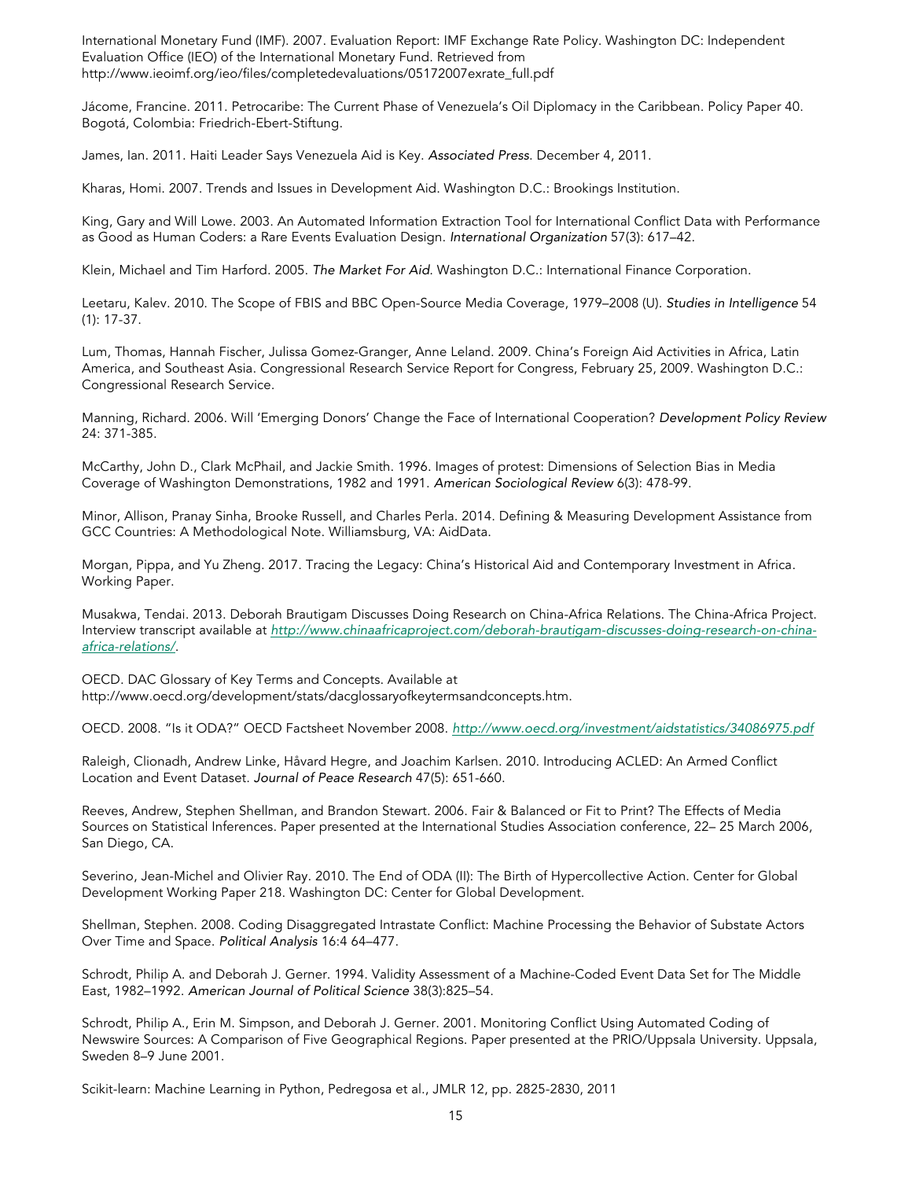International Monetary Fund (IMF). 2007. Evaluation Report: IMF Exchange Rate Policy. Washington DC: Independent Evaluation Office (IEO) of the International Monetary Fund. Retrieved from http://www.ieoimf.org/ieo/files/completedevaluations/05172007exrate_full.pdf

Jácome, Francine. 2011. Petrocaribe: The Current Phase of Venezuela's Oil Diplomacy in the Caribbean. Policy Paper 40. Bogotá, Colombia: Friedrich-Ebert-Stiftung.

James, Ian. 2011. Haiti Leader Says Venezuela Aid is Key. *Associated Press.* December 4, 2011.

Kharas, Homi. 2007. Trends and Issues in Development Aid. Washington D.C.: Brookings Institution.

King, Gary and Will Lowe. 2003. An Automated Information Extraction Tool for International Conflict Data with Performance as Good as Human Coders: a Rare Events Evaluation Design. *International Organization* 57(3): 617–42.

Klein, Michael and Tim Harford. 2005. *The Market For Aid.* Washington D.C.: International Finance Corporation.

Leetaru, Kalev. 2010. The Scope of FBIS and BBC Open-Source Media Coverage, 1979–2008 (U). *Studies in Intelligence* 54 (1): 17-37.

Lum, Thomas, Hannah Fischer, Julissa Gomez-Granger, Anne Leland. 2009. China's Foreign Aid Activities in Africa, Latin America, and Southeast Asia. Congressional Research Service Report for Congress, February 25, 2009. Washington D.C.: Congressional Research Service.

Manning, Richard. 2006. Will 'Emerging Donors' Change the Face of International Cooperation? *Development Policy Review* 24: 371-385.

McCarthy, John D., Clark McPhail, and Jackie Smith. 1996. Images of protest: Dimensions of Selection Bias in Media Coverage of Washington Demonstrations, 1982 and 1991. *American Sociological Review* 6(3): 478-99.

Minor, Allison, Pranay Sinha, Brooke Russell, and Charles Perla. 2014. Defining & Measuring Development Assistance from GCC Countries: A Methodological Note. Williamsburg, VA: AidData.

Morgan, Pippa, and Yu Zheng. 2017. Tracing the Legacy: China's Historical Aid and Contemporary Investment in Africa. Working Paper.

Musakwa, Tendai. 2013. Deborah Brautigam Discusses Doing Research on China-Africa Relations. The China-Africa Project. Interview transcript available at *http://www.chinaafricaproject.com/deborah-brautigam-discusses-doing-research-on-china-africa-relations/*.

OECD. DAC Glossary of Key Terms and Concepts. Available at http://www.oecd.org/development/stats/dacglossaryofkeytermsandconcepts.htm.

OECD. 2008. "Is it ODA?" OECD Factsheet November 2008. *http://www.oecd.org/investment/aidstatistics/34086975.pdf*

Raleigh, Clionadh, Andrew Linke, Håvard Hegre, and Joachim Karlsen. 2010. Introducing ACLED: An Armed Conflict Location and Event Dataset. *Journal of Peace Research* 47(5): 651-660.

Reeves, Andrew, Stephen Shellman, and Brandon Stewart. 2006. Fair & Balanced or Fit to Print? The Effects of Media Sources on Statistical Inferences. Paper presented at the International Studies Association conference, 22– 25 March 2006, San Diego, CA.

Severino, Jean-Michel and Olivier Ray. 2010. The End of ODA (II): The Birth of Hypercollective Action. Center for Global Development Working Paper 218. Washington DC: Center for Global Development.

Shellman, Stephen. 2008. Coding Disaggregated Intrastate Conflict: Machine Processing the Behavior of Substate Actors Over Time and Space. *Political Analysis* 16:4 64–477.

Schrodt, Philip A. and Deborah J. Gerner. 1994. Validity Assessment of a Machine-Coded Event Data Set for The Middle East, 1982–1992. *American Journal of Political Science* 38(3):825–54.

Schrodt, Philip A., Erin M. Simpson, and Deborah J. Gerner. 2001. Monitoring Conflict Using Automated Coding of Newswire Sources: A Comparison of Five Geographical Regions. Paper presented at the PRIO/Uppsala University. Uppsala, Sweden 8–9 June 2001.

Scikit-learn: Machine Learning in Python, Pedregosa et al., JMLR 12, pp. 2825-2830, 2011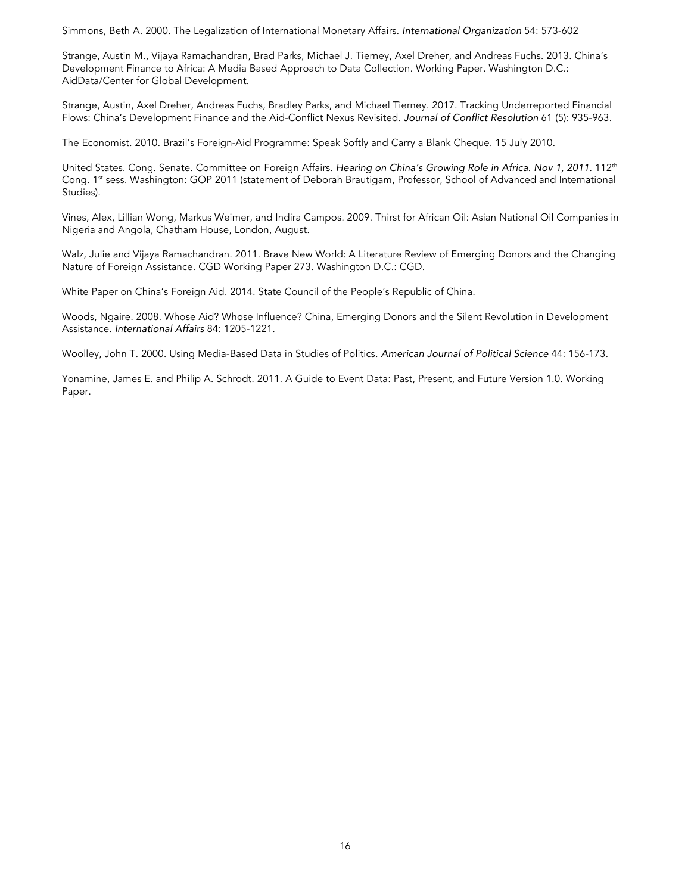Simmons, Beth A. 2000. The Legalization of International Monetary Affairs. *International Organization* 54: 573-602

Strange, Austin M., Vijaya Ramachandran, Brad Parks, Michael J. Tierney, Axel Dreher, and Andreas Fuchs. 2013. China's Development Finance to Africa: A Media Based Approach to Data Collection. Working Paper. Washington D.C.: AidData/Center for Global Development.

Strange, Austin, Axel Dreher, Andreas Fuchs, Bradley Parks, and Michael Tierney. 2017. Tracking Underreported Financial Flows: China's Development Finance and the Aid-Conflict Nexus Revisited. *Journal of Conflict Resolution* 61 (5): 935-963.

The Economist. 2010. Brazil's Foreign-Aid Programme: Speak Softly and Carry a Blank Cheque. 15 July 2010.

United States. Cong. Senate. Committee on Foreign Affairs. *Hearing on China's Growing Role in Africa. Nov 1, 2011.* 112th Cong. 1st sess. Washington: GOP 2011 (statement of Deborah Brautigam, Professor, School of Advanced and International Studies).

Vines, Alex, Lillian Wong, Markus Weimer, and Indira Campos. 2009. Thirst for African Oil: Asian National Oil Companies in Nigeria and Angola, Chatham House, London, August.

Walz, Julie and Vijaya Ramachandran. 2011. Brave New World: A Literature Review of Emerging Donors and the Changing Nature of Foreign Assistance. CGD Working Paper 273. Washington D.C.: CGD.

White Paper on China's Foreign Aid. 2014. State Council of the People's Republic of China.

Woods, Ngaire. 2008. Whose Aid? Whose Influence? China, Emerging Donors and the Silent Revolution in Development Assistance. *International Affairs* 84: 1205-1221.

Woolley, John T. 2000. Using Media-Based Data in Studies of Politics. *American Journal of Political Science* 44: 156-173.

Yonamine, James E. and Philip A. Schrodt. 2011. A Guide to Event Data: Past, Present, and Future Version 1.0. Working Paper.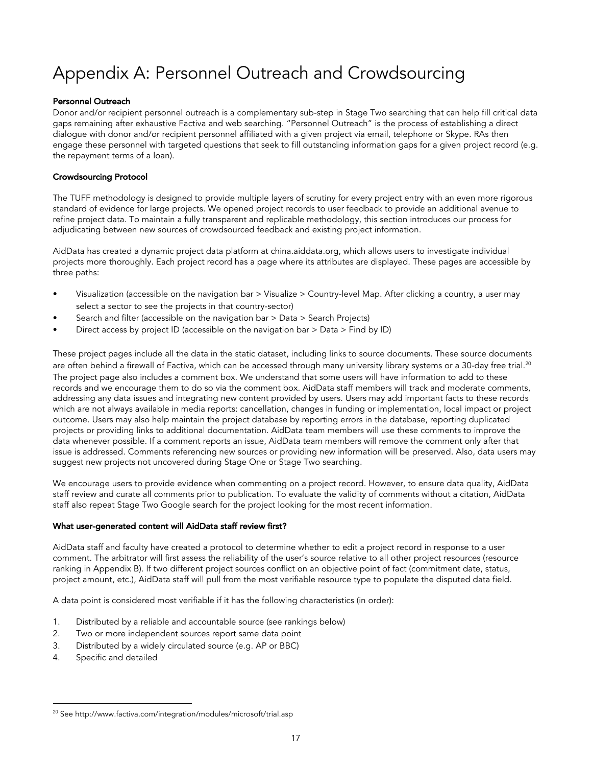# Appendix A: Personnel Outreach and Crowdsourcing

**Personnel Outreach**

Donor and/or recipient personnel outreach is a complementary sub-step in Stage Two searching that can help fill critical data gaps remaining after exhaustive Factiva and web searching. "Personnel Outreach" is the process of establishing a direct dialogue with donor and/or recipient personnel affiliated with a given project via email, telephone or Skype. RAs then engage these personnel with targeted questions that seek to fill outstanding information gaps for a given project record (e.g. the repayment terms of a loan).

**Crowdsourcing Protocol**

The TUFF methodology is designed to provide multiple layers of scrutiny for every project entry with an even more rigorous standard of evidence for large projects. We opened project records to user feedback to provide an additional avenue to refine project data. To maintain a fully transparent and replicable methodology, this section introduces our process for adjudicating between new sources of crowdsourced feedback and existing project information.

AidData has created a dynamic project data platform at china.aiddata.org, which allows users to investigate individual projects more thoroughly. Each project record has a page where its attributes are displayed. These pages are accessible by three paths:

- Visualization (accessible on the navigation bar > Visualize > Country-level Map. After clicking a country, a user may select a sector to see the projects in that country-sector)
- Search and filter (accessible on the navigation bar > Data > Search Projects)
- Direct access by project ID (accessible on the navigation bar > Data > Find by ID)

These project pages include all the data in the static dataset, including links to source documents. These source documents are often behind a firewall of Factiva, which can be accessed through many university library systems or a 30-day free trial.[20] The project page also includes a comment box. We understand that some users will have information to add to these records and we encourage them to do so via the comment box. AidData staff members will track and moderate comments, addressing any data issues and integrating new content provided by users. Users may add important facts to these records which are not always available in media reports: cancellation, changes in funding or implementation, local impact or project outcome. Users may also help maintain the project database by reporting errors in the database, reporting duplicated projects or providing links to additional documentation. AidData team members will use these comments to improve the data whenever possible. If a comment reports an issue, AidData team members will remove the comment only after that issue is addressed. Comments referencing new sources or providing new information will be preserved. Also, data users may suggest new projects not uncovered during Stage One or Stage Two searching.

We encourage users to provide evidence when commenting on a project record. However, to ensure data quality, AidData staff review and curate all comments prior to publication. To evaluate the validity of comments without a citation, AidData staff also repeat Stage Two Google search for the project looking for the most recent information.

**What user-generated content will AidData staff review first?**

AidData staff and faculty have created a protocol to determine whether to edit a project record in response to a user comment. The arbitrator will first assess the reliability of the user's source relative to all other project resources (resource ranking in Appendix B). If two different project sources conflict on an objective point of fact (commitment date, status, project amount, etc.), AidData staff will pull from the most verifiable resource type to populate the disputed data field.

A data point is considered most verifiable if it has the following characteristics (in order):

1. Distributed by a reliable and accountable source (see rankings below)
2. Two or more independent sources report same data point
3. Distributed by a widely circulated source (e.g. AP or BBC)
4. Specific and detailed

[20] See http://www.factiva.com/integration/modules/microsoft/trial.asp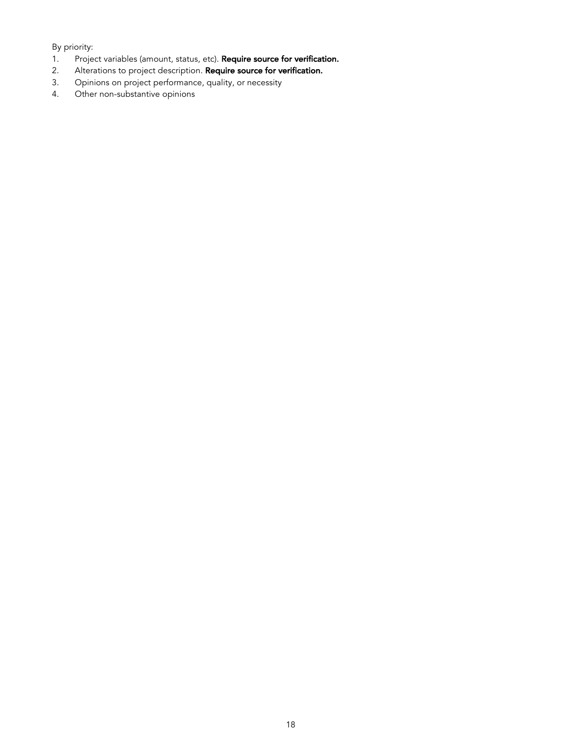By priority:

1. Project variables (amount, status, etc). **Require source for verification.**
2. Alterations to project description. **Require source for verification.**
3. Opinions on project performance, quality, or necessity
4. Other non-substantive opinions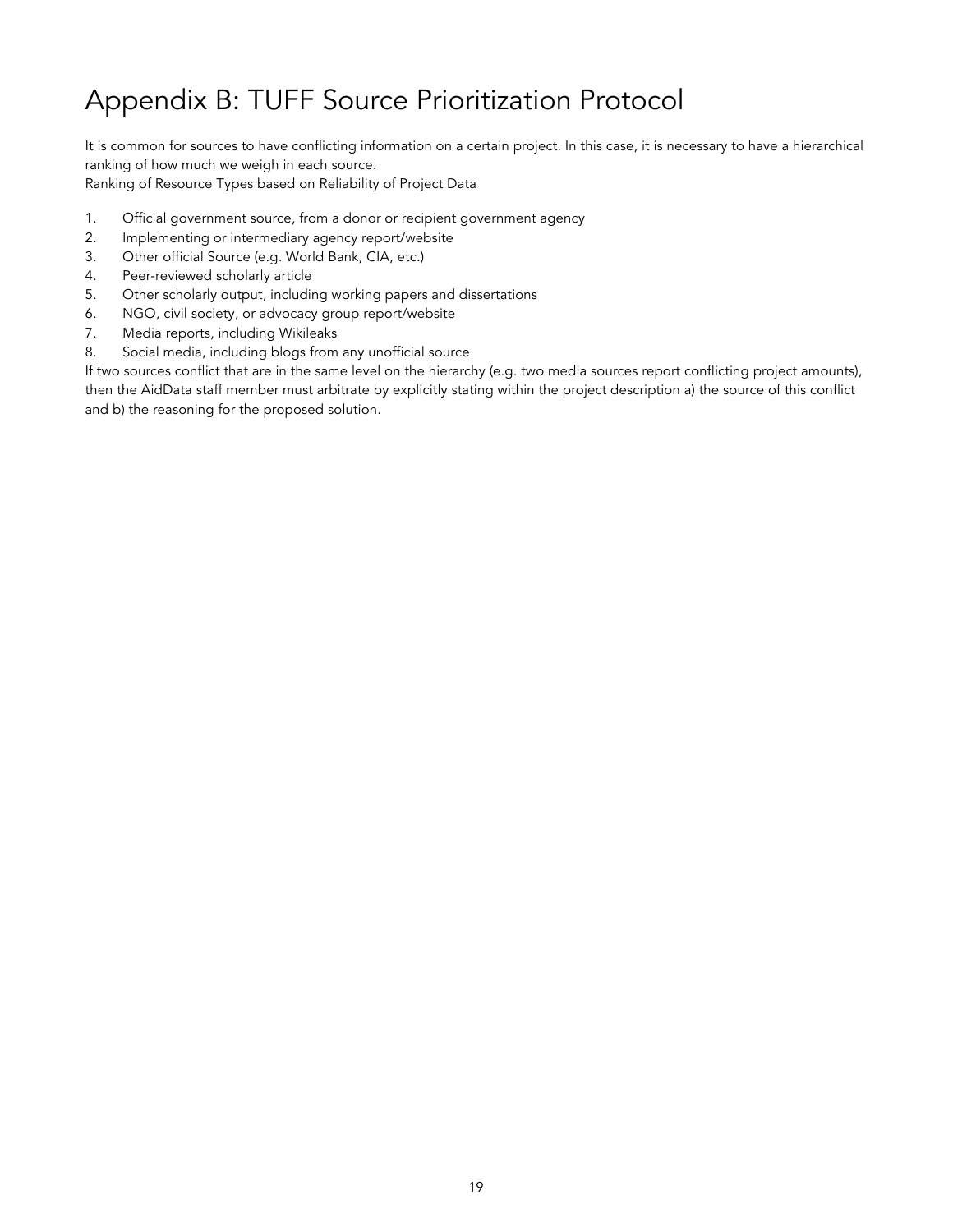# Appendix B: TUFF Source Prioritization Protocol

It is common for sources to have conflicting information on a certain project. In this case, it is necessary to have a hierarchical ranking of how much we weigh in each source.

Ranking of Resource Types based on Reliability of Project Data

1. Official government source, from a donor or recipient government agency
2. Implementing or intermediary agency report/website
3. Other official Source (e.g. World Bank, CIA, etc.)
4. Peer-reviewed scholarly article
5. Other scholarly output, including working papers and dissertations
6. NGO, civil society, or advocacy group report/website
7. Media reports, including Wikileaks
8. Social media, including blogs from any unofficial source

If two sources conflict that are in the same level on the hierarchy (e.g. two media sources report conflicting project amounts), then the AidData staff member must arbitrate by explicitly stating within the project description a) the source of this conflict and b) the reasoning for the proposed solution.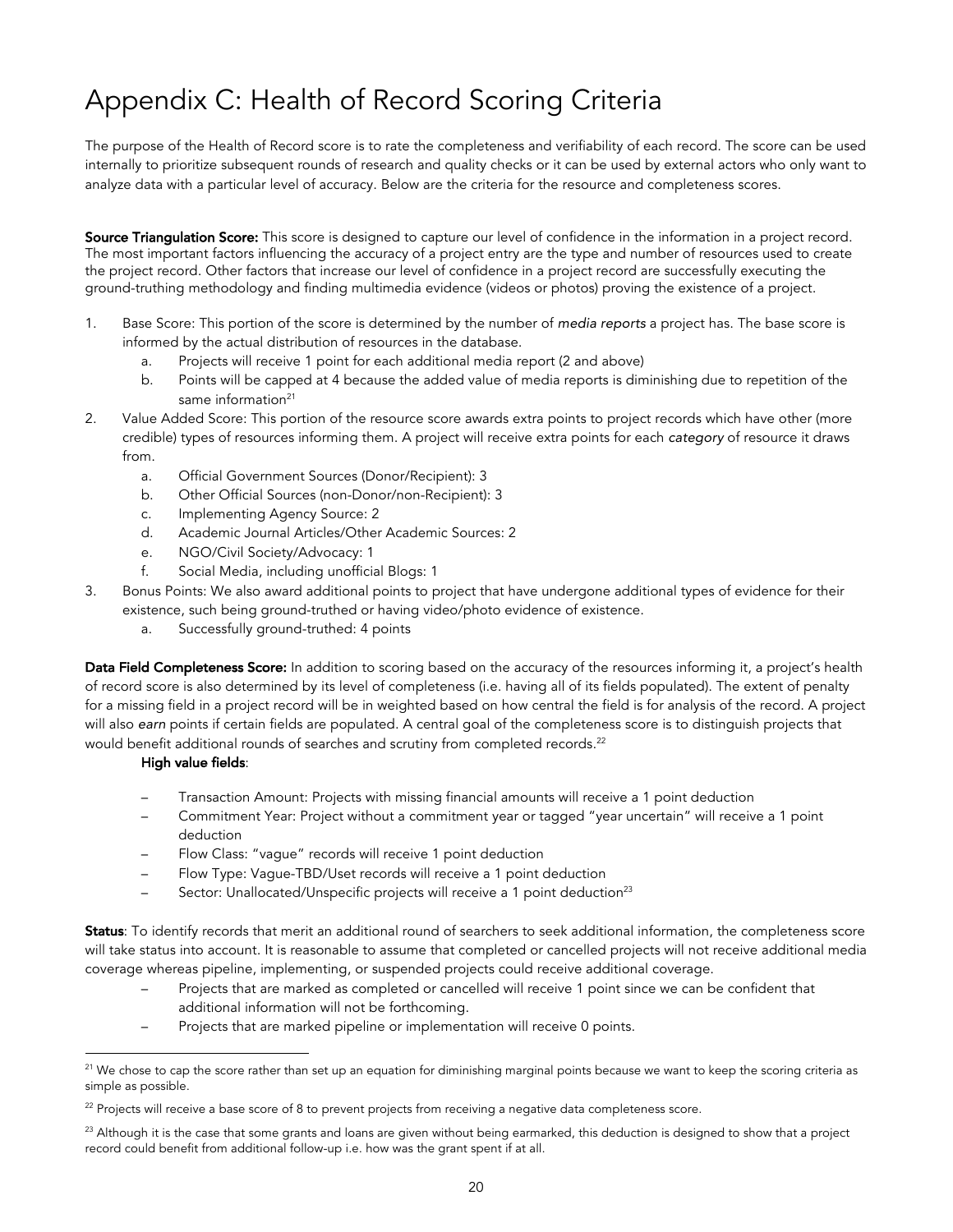# Appendix C: Health of Record Scoring Criteria

The purpose of the Health of Record score is to rate the completeness and verifiability of each record. The score can be used internally to prioritize subsequent rounds of research and quality checks or it can be used by external actors who only want to analyze data with a particular level of accuracy. Below are the criteria for the resource and completeness scores.

**Source Triangulation Score:** This score is designed to capture our level of confidence in the information in a project record. The most important factors influencing the accuracy of a project entry are the type and number of resources used to create the project record. Other factors that increase our level of confidence in a project record are successfully executing the ground-truthing methodology and finding multimedia evidence (videos or photos) proving the existence of a project.

1. Base Score: This portion of the score is determined by the number of *media reports* a project has. The base score is informed by the actual distribution of resources in the database.
    a. Projects will receive 1 point for each additional media report (2 and above)
    b. Points will be capped at 4 because the added value of media reports is diminishing due to repetition of the same information[21]
2. Value Added Score: This portion of the resource score awards extra points to project records which have other (more credible) types of resources informing them. A project will receive extra points for each *category* of resource it draws from.
    a. Official Government Sources (Donor/Recipient): 3
    b. Other Official Sources (non-Donor/non-Recipient): 3
    c. Implementing Agency Source: 2
    d. Academic Journal Articles/Other Academic Sources: 2
    e. NGO/Civil Society/Advocacy: 1
    f. Social Media, including unofficial Blogs: 1
3. Bonus Points: We also award additional points to project that have undergone additional types of evidence for their existence, such being ground-truthed or having video/photo evidence of existence.
    a. Successfully ground-truthed: 4 points

**Data Field Completeness Score:** In addition to scoring based on the accuracy of the resources informing it, a project's health of record score is also determined by its level of completeness (i.e. having all of its fields populated). The extent of penalty for a missing field in a project record will be in weighted based on how central the field is for analysis of the record. A project will also *earn* points if certain fields are populated. A central goal of the completeness score is to distinguish projects that would benefit additional rounds of searches and scrutiny from completed records.[22]

**High value fields**:

- Transaction Amount: Projects with missing financial amounts will receive a 1 point deduction
- Commitment Year: Project without a commitment year or tagged "year uncertain" will receive a 1 point deduction
- Flow Class: "vague" records will receive 1 point deduction
- Flow Type: Vague-TBD/Uset records will receive a 1 point deduction
- Sector: Unallocated/Unspecific projects will receive a 1 point deduction[23]

**Status**: To identify records that merit an additional round of searchers to seek additional information, the completeness score will take status into account. It is reasonable to assume that completed or cancelled projects will not receive additional media coverage whereas pipeline, implementing, or suspended projects could receive additional coverage.

- Projects that are marked as completed or cancelled will receive 1 point since we can be confident that additional information will not be forthcoming.
- Projects that are marked pipeline or implementation will receive 0 points.

---

[21] We chose to cap the score rather than set up an equation for diminishing marginal points because we want to keep the scoring criteria as simple as possible.

[22] Projects will receive a base score of 8 to prevent projects from receiving a negative data completeness score.

[23] Although it is the case that some grants and loans are given without being earmarked, this deduction is designed to show that a project record could benefit from additional follow-up i.e. how was the grant spent if at all.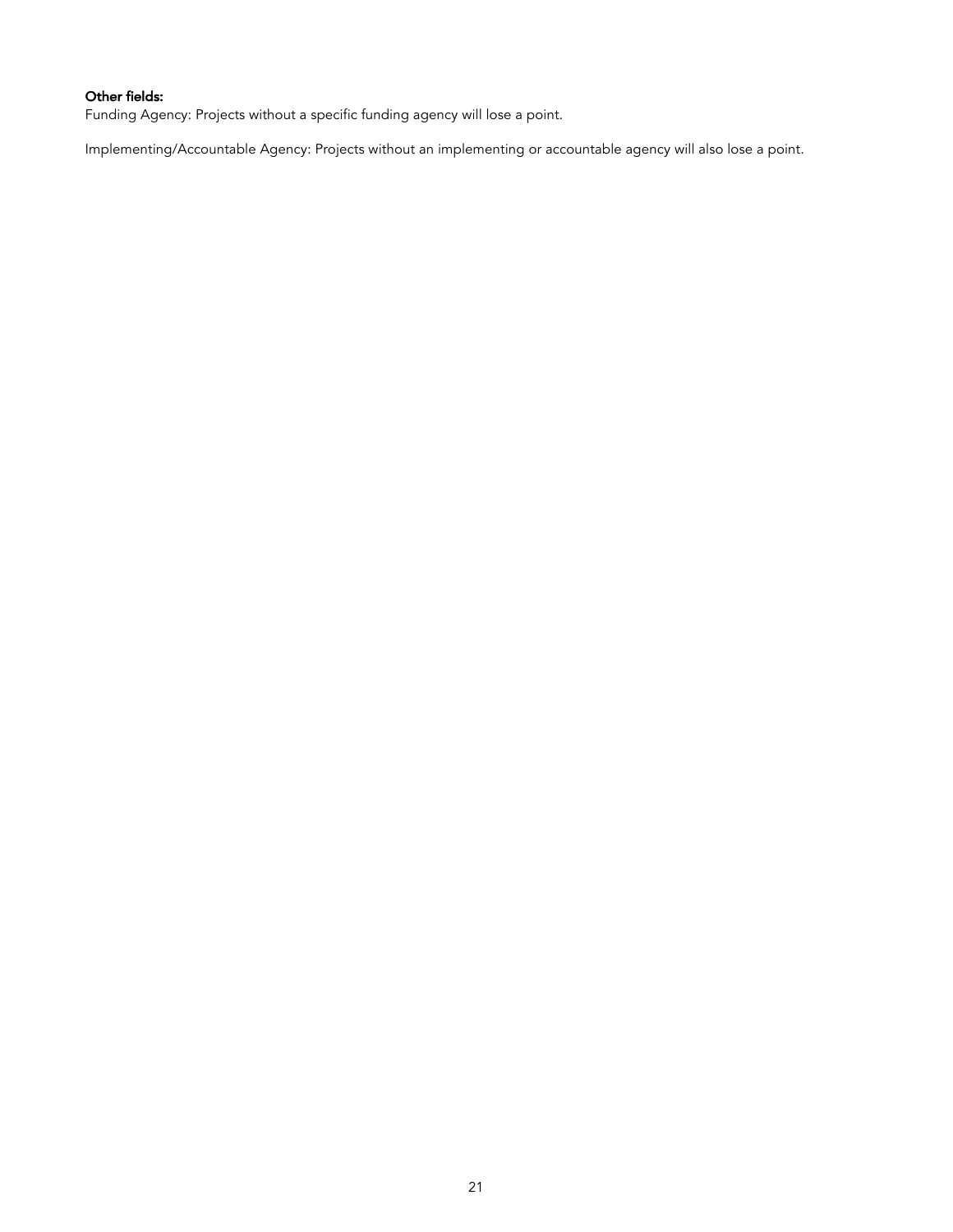**Other fields:**

Funding Agency: Projects without a specific funding agency will lose a point.

Implementing/Accountable Agency: Projects without an implementing or accountable agency will also lose a point.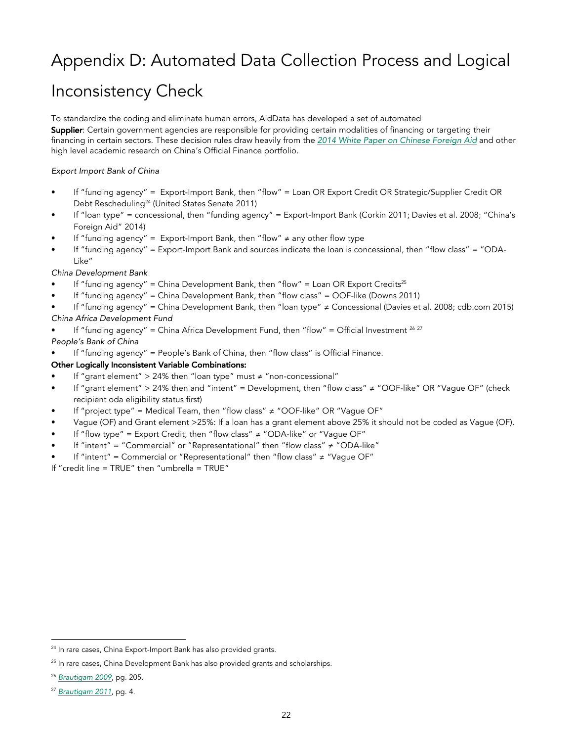# Appendix D: Automated Data Collection Process and Logical Inconsistency Check

To standardize the coding and eliminate human errors, AidData has developed a set of automated
**Supplier**: Certain government agencies are responsible for providing certain modalities of financing or targeting their financing in certain sectors. These decision rules draw heavily from the *2014 White Paper on Chinese Foreign Aid* and other high level academic research on China's Official Finance portfolio.

*Export Import Bank of China*

- If "funding agency" = Export-Import Bank, then "flow" = Loan OR Export Credit OR Strategic/Supplier Credit OR Debt Rescheduling[24] (United States Senate 2011)
- If "loan type" = concessional, then "funding agency" = Export-Import Bank (Corkin 2011; Davies et al. 2008; "China's Foreign Aid" 2014)
- If "funding agency" = Export-Import Bank, then "flow" ≠ any other flow type
- If "funding agency" = Export-Import Bank and sources indicate the loan is concessional, then "flow class" = "ODA-Like"

*China Development Bank*

- If "funding agency" = China Development Bank, then "flow" = Loan OR Export Credits[25]
- If "funding agency" = China Development Bank, then "flow class" = OOF-like (Downs 2011)
- If "funding agency" = China Development Bank, then "loan type" ≠ Concessional (Davies et al. 2008; cdb.com 2015)

*China Africa Development Fund*

- If "funding agency" = China Africa Development Fund, then "flow" = Official Investment [26] [27]

*People's Bank of China*

- If "funding agency" = People's Bank of China, then "flow class" is Official Finance.

**Other Logically Inconsistent Variable Combinations:**

- If "grant element" > 24% then "loan type" must ≠ "non-concessional"
- If "grant element" > 24% then and "intent" = Development, then "flow class" ≠ "OOF-like" OR "Vague OF" (check recipient oda eligibility status first)
- If "project type" = Medical Team, then "flow class" ≠ "OOF-like" OR "Vague OF"
- Vague (OF) and Grant element >25%: If a loan has a grant element above 25% it should not be coded as Vague (OF).
- If "flow type" = Export Credit, then "flow class" ≠ "ODA-like" or "Vague OF"
- If "intent" = "Commercial" or "Representational" then "flow class" ≠ "ODA-like"
- If "intent" = Commercial or "Representational" then "flow class" ≠ "Vague OF"

If "credit line = TRUE" then "umbrella = TRUE"

---

[24] In rare cases, China Export-Import Bank has also provided grants.

[25] In rare cases, China Development Bank has also provided grants and scholarships.

[26] *Brautigam 2009*, pg. 205.

[27] *Brautigam 2011*, pg. 4.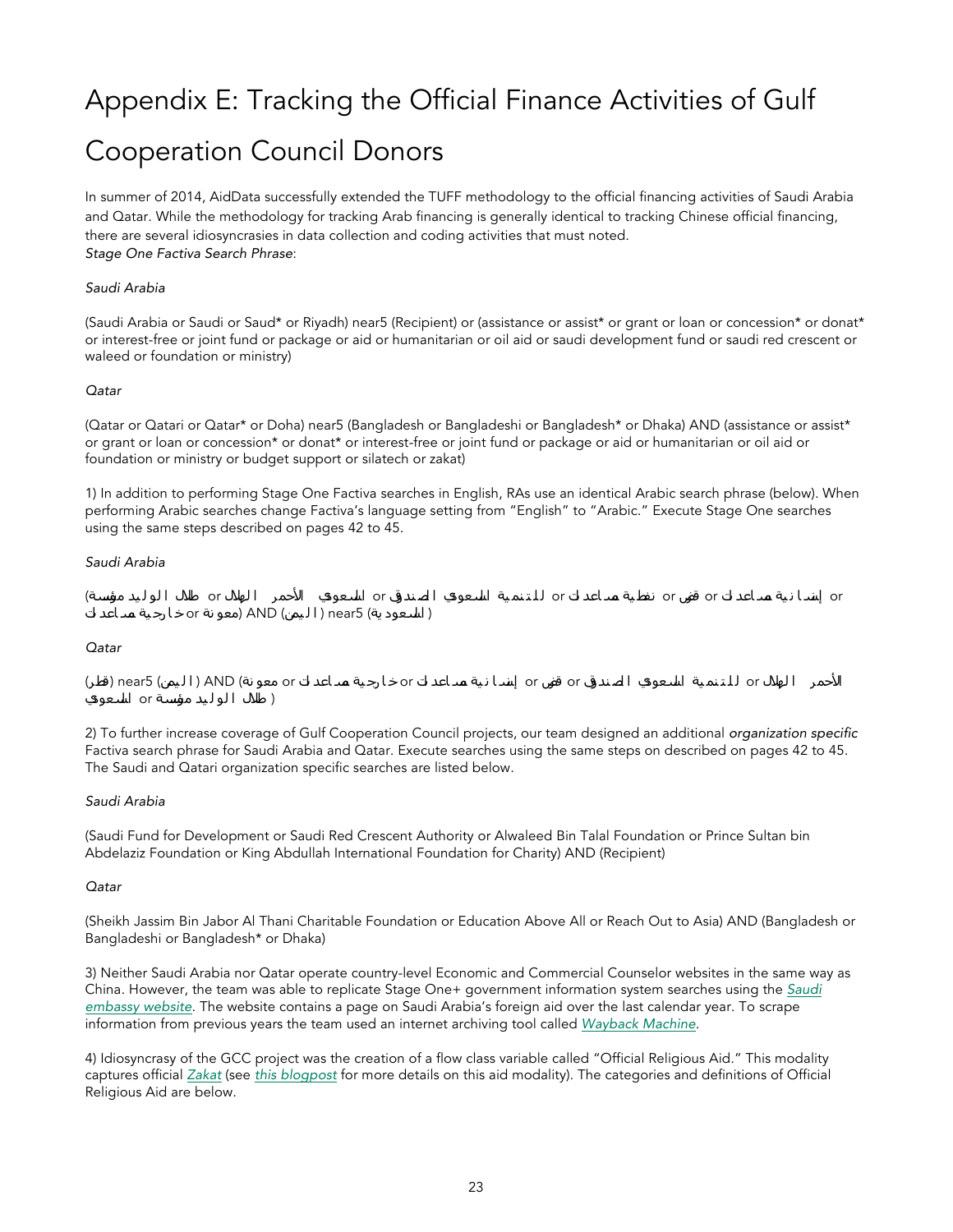# Appendix E: Tracking the Official Finance Activities of Gulf Cooperation Council Donors

In summer of 2014, AidData successfully extended the TUFF methodology to the official financing activities of Saudi Arabia and Qatar. While the methodology for tracking Arab financing is generally identical to tracking Chinese official financing, there are several idiosyncrasies in data collection and coding activities that must noted.

*Stage One Factiva Search Phrase*:

*Saudi Arabia*

(Saudi Arabia or Saudi or Saud* or Riyadh) near5 (Recipient) or (assistance or assist* or grant or loan or concession* or donat* or interest-free or joint fund or package or aid or humanitarian or oil aid or saudi development fund or saudi red crescent or waleed or foundation or ministry)

*Qatar*

(Qatar or Qatari or Qatar* or Doha) near5 (Bangladesh or Bangladeshi or Bangladesh* or Dhaka) AND (assistance or assist* or grant or loan or concession* or donat* or interest-free or joint fund or package or aid or humanitarian or oil aid or foundation or ministry or budget support or silatech or zakat)

1) In addition to performing Stage One Factiva searches in English, RAs use an identical Arabic search phrase (below). When performing Arabic searches change Factiva's language setting from "English" to "Arabic." Execute Stage One searches using the same steps described on pages 42 to 45.

*Saudi Arabia*

(مؤسسة الوليد طلال or الهلال الأحمر السعودي or الصندوق السعودي للتنمية or مساعدات نفطية or قرض or مساعدات إنسانية or مساعدات خارجية or معونة) AND (اليمن) near5 (السعودية)

*Qatar*

(قطر) near5 (اليمن) AND (معونة or مساعدات خارجية or مساعدات إنسانية or قرض or الصندوق السعودي للتنمية or الهلال الأحمر السعودي or مؤسسة الوليد طلال)

2) To further increase coverage of Gulf Cooperation Council projects, our team designed an additional *organization specific* Factiva search phrase for Saudi Arabia and Qatar. Execute searches using the same steps on described on pages 42 to 45. The Saudi and Qatari organization specific searches are listed below.

*Saudi Arabia*

(Saudi Fund for Development or Saudi Red Crescent Authority or Alwaleed Bin Talal Foundation or Prince Sultan bin Abdelaziz Foundation or King Abdullah International Foundation for Charity) AND (Recipient)

*Qatar*

(Sheikh Jassim Bin Jabor Al Thani Charitable Foundation or Education Above All or Reach Out to Asia) AND (Bangladesh or Bangladeshi or Bangladesh* or Dhaka)

3) Neither Saudi Arabia nor Qatar operate country-level Economic and Commercial Counselor websites in the same way as China. However, the team was able to replicate Stage One+ government information system searches using the *Saudi embassy website*. The website contains a page on Saudi Arabia's foreign aid over the last calendar year. To scrape information from previous years the team used an internet archiving tool called *Wayback Machine*.

4) Idiosyncrasy of the GCC project was the creation of a flow class variable called "Official Religious Aid." This modality captures official *Zakat* (see *this blogpost* for more details on this aid modality). The categories and definitions of Official Religious Aid are below.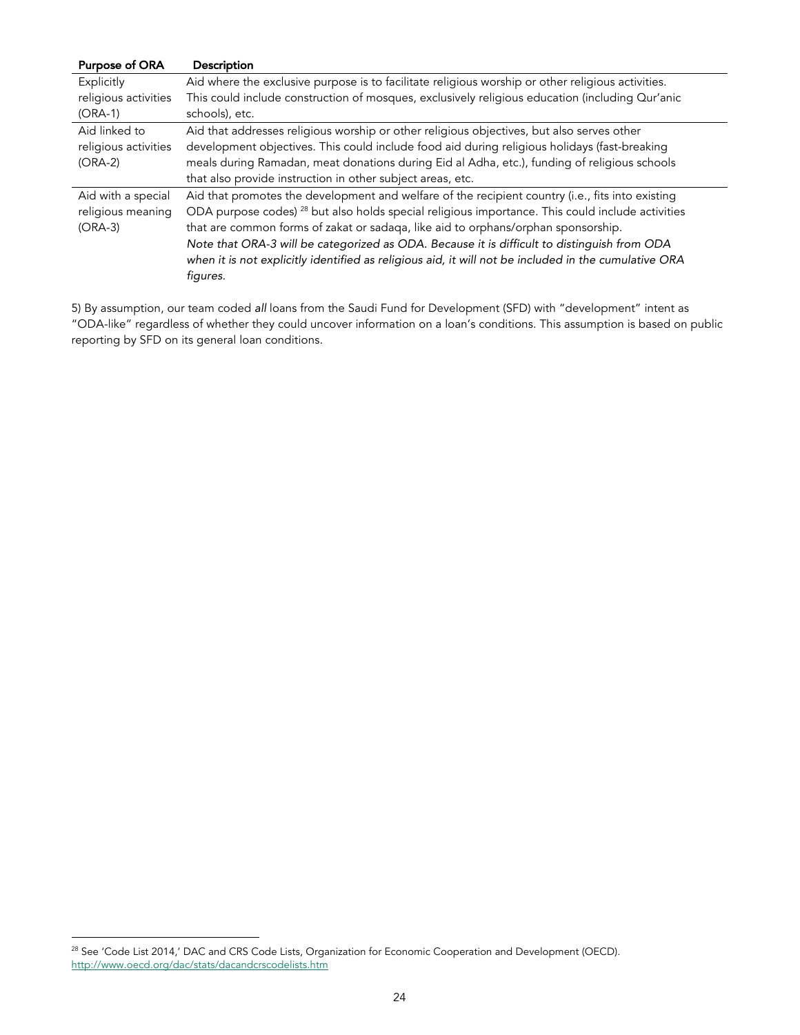| Purpose of ORA | Description |
|---|---|
| Explicitly religious activities (ORA-1) | Aid where the exclusive purpose is to facilitate religious worship or other religious activities. This could include construction of mosques, exclusively religious education (including Qur'anic schools), etc. |
| Aid linked to religious activities (ORA-2) | Aid that addresses religious worship or other religious objectives, but also serves other development objectives. This could include food aid during religious holidays (fast-breaking meals during Ramadan, meat donations during Eid al Adha, etc.), funding of religious schools that also provide instruction in other subject areas, etc. |
| Aid with a special religious meaning (ORA-3) | Aid that promotes the development and welfare of the recipient country (i.e., fits into existing ODA purpose codes) [28] but also holds special religious importance. This could include activities that are common forms of zakat or sadaqa, like aid to orphans/orphan sponsorship. *Note that ORA-3 will be categorized as ODA. Because it is difficult to distinguish from ODA when it is not explicitly identified as religious aid, it will not be included in the cumulative ORA figures.* |

5) By assumption, our team coded *all* loans from the Saudi Fund for Development (SFD) with "development" intent as "ODA-like" regardless of whether they could uncover information on a loan's conditions. This assumption is based on public reporting by SFD on its general loan conditions.

[28] See 'Code List 2014,' DAC and CRS Code Lists, Organization for Economic Cooperation and Development (OECD). http://www.oecd.org/dac/stats/dacandcrscodelists.htm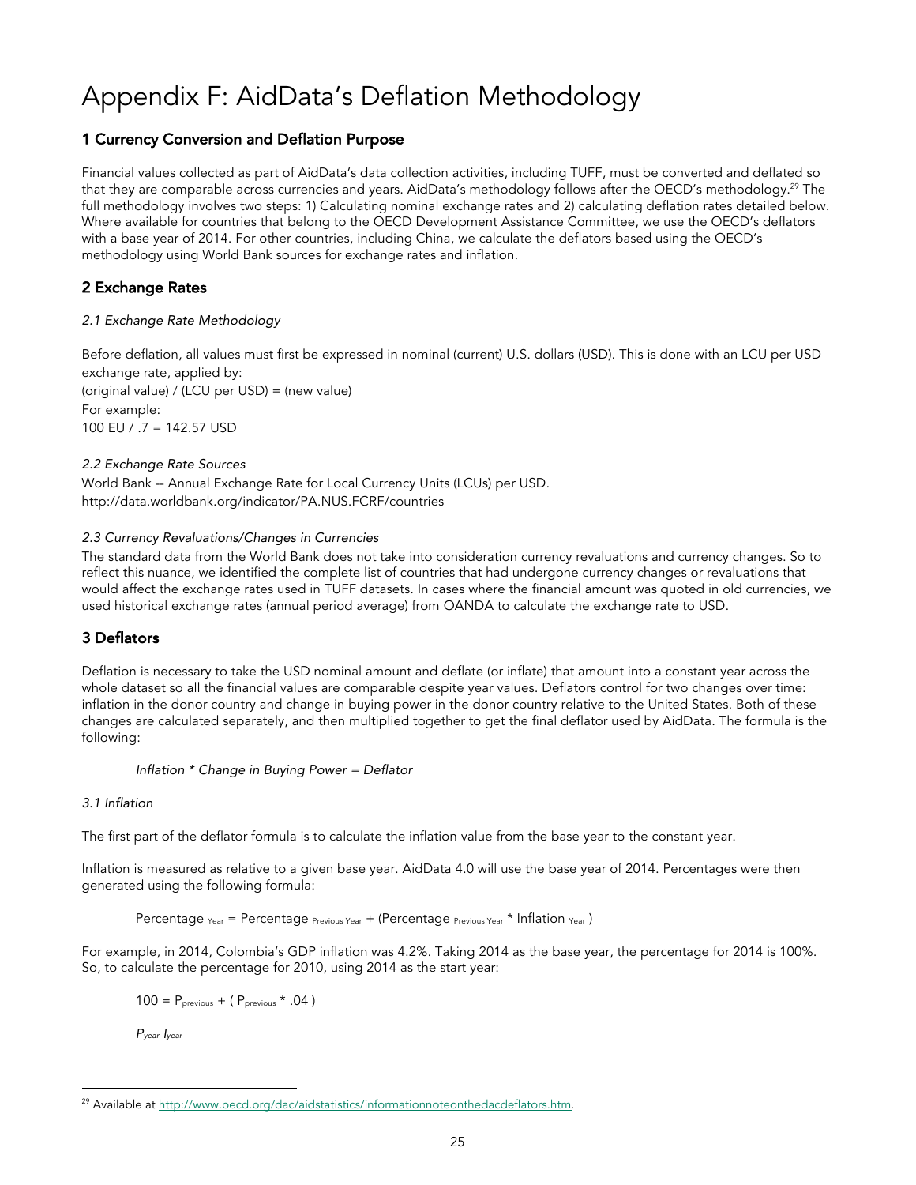# Appendix F: AidData's Deflation Methodology

## 1 Currency Conversion and Deflation Purpose

Financial values collected as part of AidData's data collection activities, including TUFF, must be converted and deflated so that they are comparable across currencies and years. AidData's methodology follows after the OECD's methodology.[29] The full methodology involves two steps: 1) Calculating nominal exchange rates and 2) calculating deflation rates detailed below. Where available for countries that belong to the OECD Development Assistance Committee, we use the OECD's deflators with a base year of 2014. For other countries, including China, we calculate the deflators based using the OECD's methodology using World Bank sources for exchange rates and inflation.

## 2 Exchange Rates

*2.1 Exchange Rate Methodology*

Before deflation, all values must first be expressed in nominal (current) U.S. dollars (USD). This is done with an LCU per USD exchange rate, applied by:
(original value) / (LCU per USD) = (new value)
For example:
100 EU / .7 = 142.57 USD

*2.2 Exchange Rate Sources*
World Bank -- Annual Exchange Rate for Local Currency Units (LCUs) per USD.
http://data.worldbank.org/indicator/PA.NUS.FCRF/countries

*2.3 Currency Revaluations/Changes in Currencies*
The standard data from the World Bank does not take into consideration currency revaluations and currency changes. So to reflect this nuance, we identified the complete list of countries that had undergone currency changes or revaluations that would affect the exchange rates used in TUFF datasets. In cases where the financial amount was quoted in old currencies, we used historical exchange rates (annual period average) from OANDA to calculate the exchange rate to USD.

## 3 Deflators

Deflation is necessary to take the USD nominal amount and deflate (or inflate) that amount into a constant year across the whole dataset so all the financial values are comparable despite year values. Deflators control for two changes over time: inflation in the donor country and change in buying power in the donor country relative to the United States. Both of these changes are calculated separately, and then multiplied together to get the final deflator used by AidData. The formula is the following:

*Inflation \* Change in Buying Power = Deflator*

*3.1 Inflation*

The first part of the deflator formula is to calculate the inflation value from the base year to the constant year.

Inflation is measured as relative to a given base year. AidData 4.0 will use the base year of 2014. Percentages were then generated using the following formula:

$$\text{Percentage}_{\text{Year}} = \text{Percentage}_{\text{Previous Year}} + (\text{Percentage}_{\text{Previous Year}} * \text{Inflation}_{\text{Year}})$$

For example, in 2014, Colombia's GDP inflation was 4.2%. Taking 2014 as the base year, the percentage for 2014 is 100%. So, to calculate the percentage for 2010, using 2014 as the start year:

$$100 = P_{previous} + ( P_{previous} * .04 )$$

$P_{year}$ $I_{year}$

[29] Available at http://www.oecd.org/dac/aidstatistics/informationnoteonthedacdeflators.htm.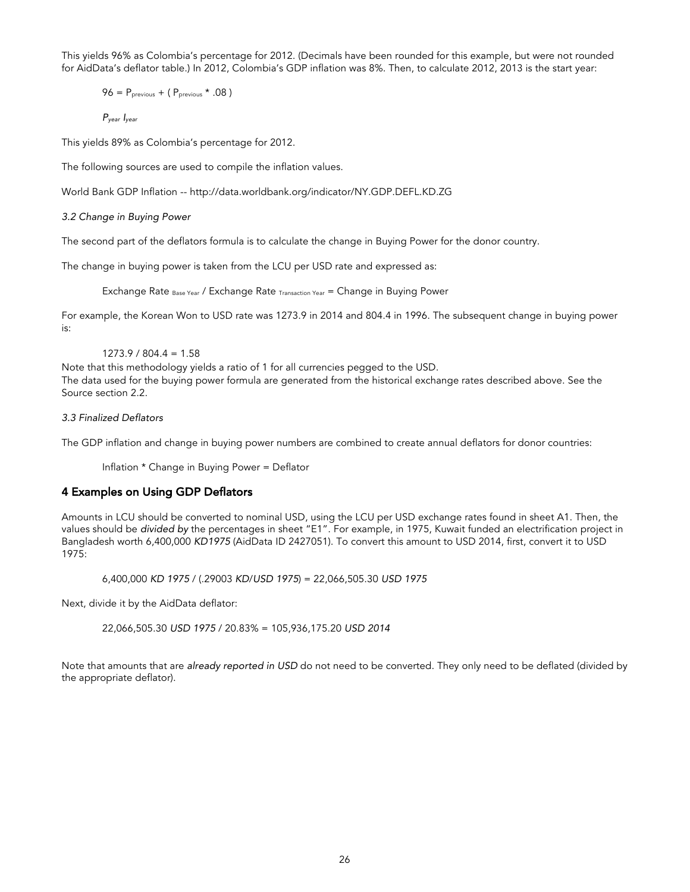This yields 96% as Colombia's percentage for 2012. (Decimals have been rounded for this example, but were not rounded for AidData's deflator table.) In 2012, Colombia's GDP inflation was 8%. Then, to calculate 2012, 2013 is the start year:

$$96 = P_{previous} + ( P_{previous} * .08 )$$

$P_{year}$ $I_{year}$

This yields 89% as Colombia's percentage for 2012.

The following sources are used to compile the inflation values.

World Bank GDP Inflation -- http://data.worldbank.org/indicator/NY.GDP.DEFL.KD.ZG

### *3.2 Change in Buying Power*

The second part of the deflators formula is to calculate the change in Buying Power for the donor country.

The change in buying power is taken from the LCU per USD rate and expressed as:

$$\text{Exchange Rate}_{\text{Base Year}} / \text{Exchange Rate}_{\text{Transaction Year}} = \text{Change in Buying Power}$$

For example, the Korean Won to USD rate was 1273.9 in 2014 and 804.4 in 1996. The subsequent change in buying power is:

$$1273.9 / 804.4 = 1.58$$

Note that this methodology yields a ratio of 1 for all currencies pegged to the USD.
The data used for the buying power formula are generated from the historical exchange rates described above. See the Source section 2.2.

### *3.3 Finalized Deflators*

The GDP inflation and change in buying power numbers are combined to create annual deflators for donor countries:

$$\text{Inflation} * \text{Change in Buying Power} = \text{Deflator}$$

## 4 Examples on Using GDP Deflators

Amounts in LCU should be converted to nominal USD, using the LCU per USD exchange rates found in sheet A1. Then, the values should be *divided by* the percentages in sheet "E1". For example, in 1975, Kuwait funded an electrification project in Bangladesh worth 6,400,000 *KD1975* (AidData ID 2427051). To convert this amount to USD 2014, first, convert it to USD 1975:

6,400,000 *KD 1975* / (.29003 *KD/USD 1975*) = 22,066,505.30 *USD 1975*

Next, divide it by the AidData deflator:

22,066,505.30 *USD 1975* / 20.83% = 105,936,175.20 *USD 2014*

Note that amounts that are *already reported in USD* do not need to be converted. They only need to be deflated (divided by the appropriate deflator).